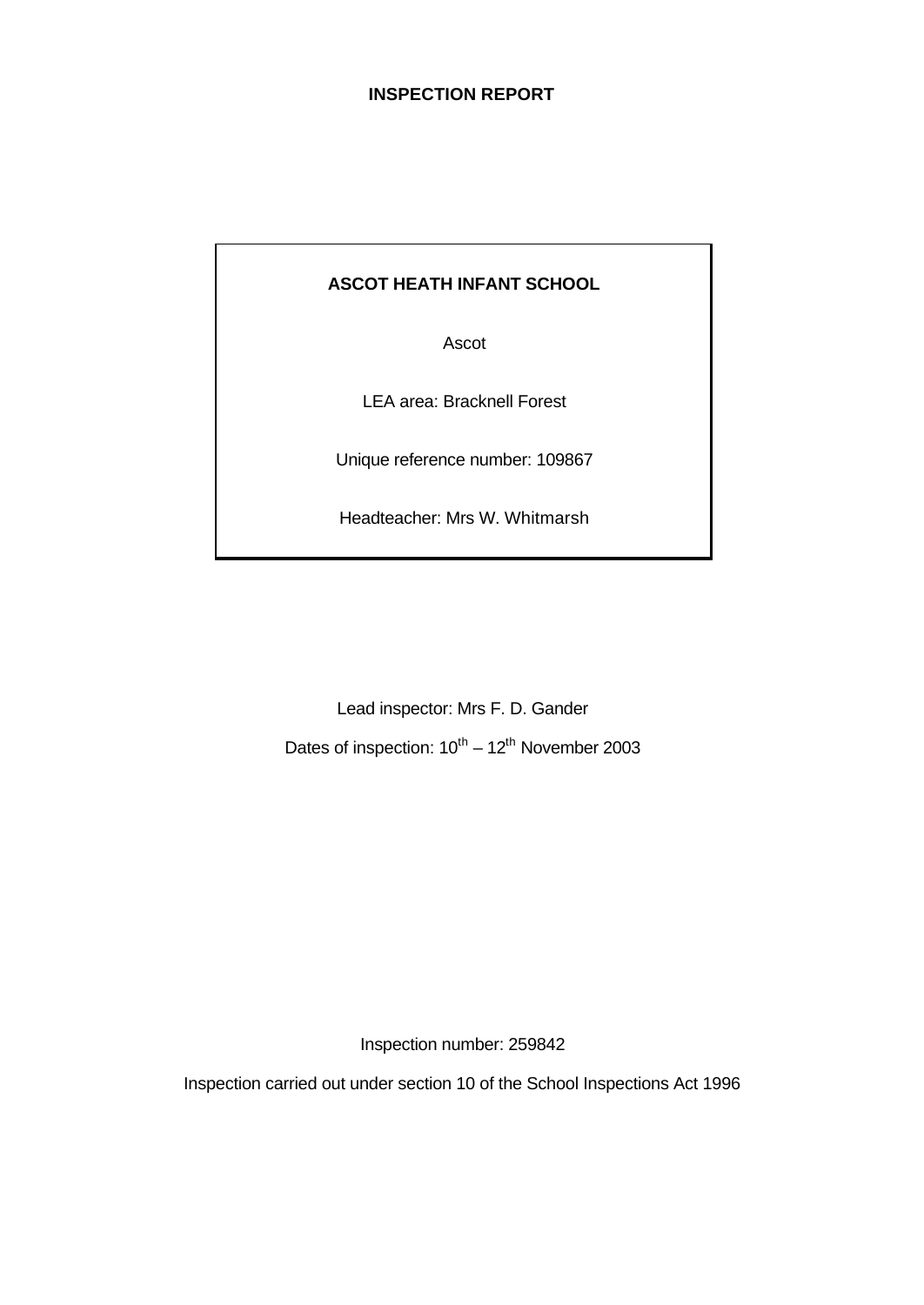# INSPECTION REPORT

**ASCOT HEATH INFANT SCHOOL**

Ascot

LEA area: Bracknell Forest

Unique reference number: 109867

Headteacher: Mrs W. Whitmarsh

Lead inspector: Mrs F. D. Gander

Dates of inspection: 10th – 12th November 2003

Inspection number: 259842

Inspection carried out under section 10 of the School Inspections Act 1996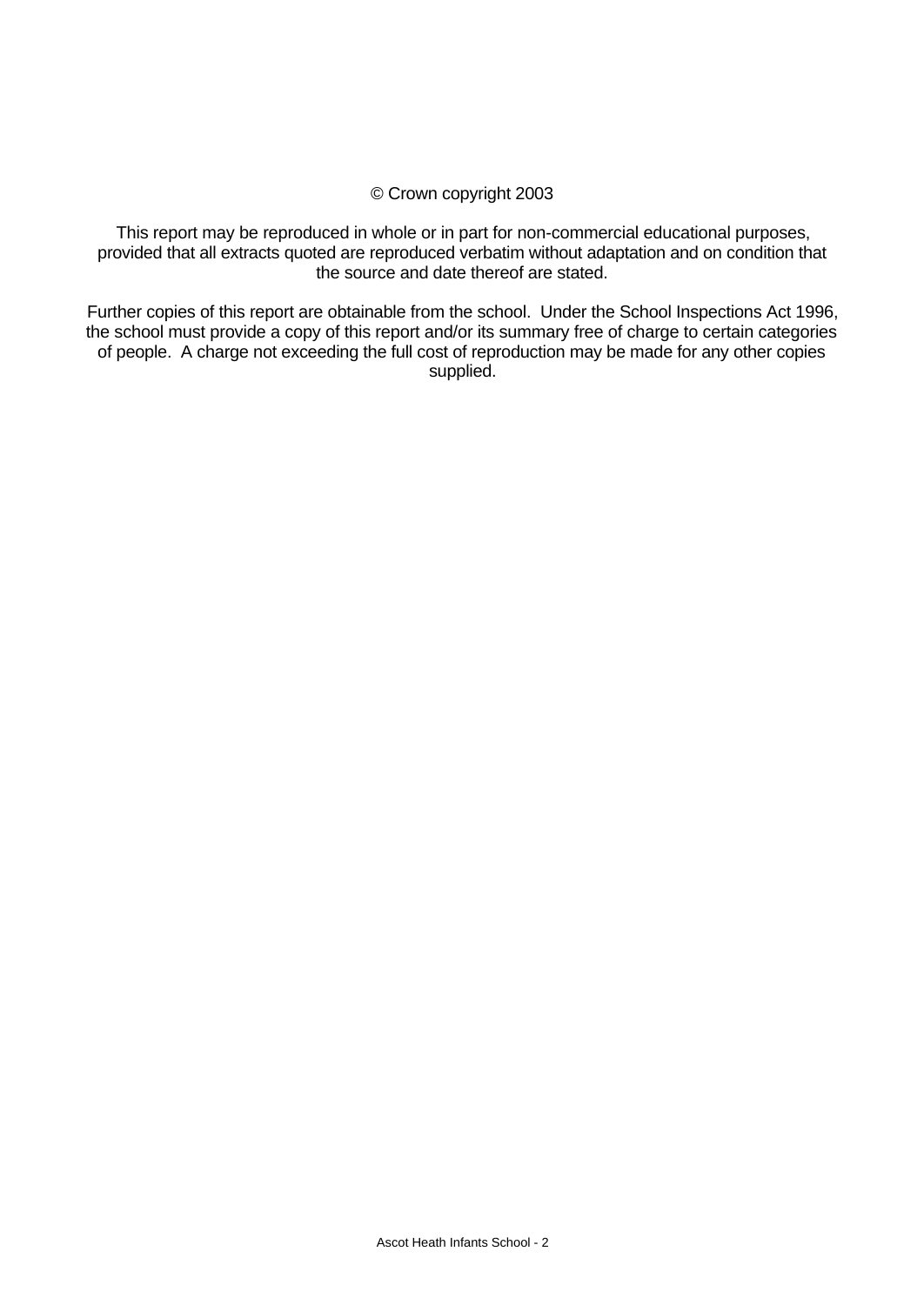© Crown copyright 2003

This report may be reproduced in whole or in part for non-commercial educational purposes, provided that all extracts quoted are reproduced verbatim without adaptation and on condition that the source and date thereof are stated.

Further copies of this report are obtainable from the school. Under the School Inspections Act 1996, the school must provide a copy of this report and/or its summary free of charge to certain categories of people. A charge not exceeding the full cost of reproduction may be made for any other copies supplied.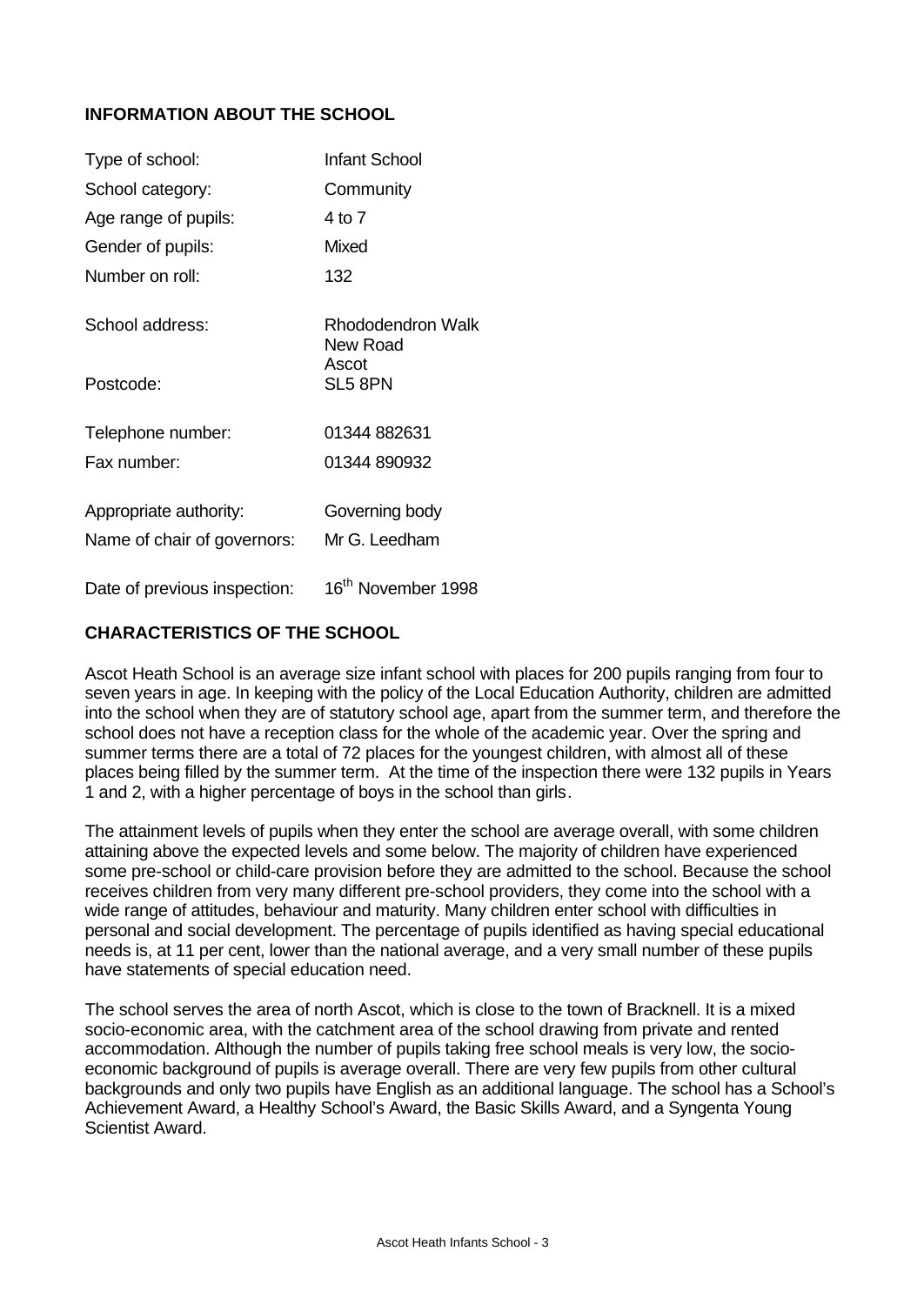## INFORMATION ABOUT THE SCHOOL

| | |
|---|---|
| Type of school: | Infant School |
| School category: | Community |
| Age range of pupils: | 4 to 7 |
| Gender of pupils: | Mixed |
| Number on roll: | 132 |
| School address: | Rhododendron Walk<br>New Road<br>Ascot |
| Postcode: | SL5 8PN |
| Telephone number: | 01344 882631 |
| Fax number: | 01344 890932 |
| Appropriate authority: | Governing body |
| Name of chair of governors: | Mr G. Leedham |
| Date of previous inspection: | 16th November 1998 |

## CHARACTERISTICS OF THE SCHOOL

Ascot Heath School is an average size infant school with places for 200 pupils ranging from four to seven years in age. In keeping with the policy of the Local Education Authority, children are admitted into the school when they are of statutory school age, apart from the summer term, and therefore the school does not have a reception class for the whole of the academic year. Over the spring and summer terms there are a total of 72 places for the youngest children, with almost all of these places being filled by the summer term. At the time of the inspection there were 132 pupils in Years 1 and 2, with a higher percentage of boys in the school than girls.

The attainment levels of pupils when they enter the school are average overall, with some children attaining above the expected levels and some below. The majority of children have experienced some pre-school or child-care provision before they are admitted to the school. Because the school receives children from very many different pre-school providers, they come into the school with a wide range of attitudes, behaviour and maturity. Many children enter school with difficulties in personal and social development. The percentage of pupils identified as having special educational needs is, at 11 per cent, lower than the national average, and a very small number of these pupils have statements of special education need.

The school serves the area of north Ascot, which is close to the town of Bracknell. It is a mixed socio-economic area, with the catchment area of the school drawing from private and rented accommodation. Although the number of pupils taking free school meals is very low, the socio-economic background of pupils is average overall. There are very few pupils from other cultural backgrounds and only two pupils have English as an additional language. The school has a School's Achievement Award, a Healthy School's Award, the Basic Skills Award, and a Syngenta Young Scientist Award.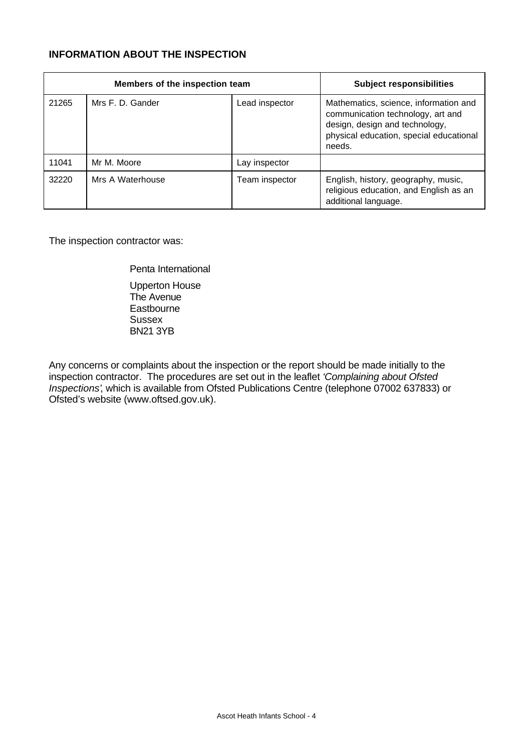## INFORMATION ABOUT THE INSPECTION

| Members of the inspection team | | | Subject responsibilities |
|---|---|---|---|
| 21265 | Mrs F. D. Gander | Lead inspector | Mathematics, science, information and communication technology, art and design, design and technology, physical education, special educational needs. |
| 11041 | Mr M. Moore | Lay inspector | |
| 32220 | Mrs A Waterhouse | Team inspector | English, history, geography, music, religious education, and English as an additional language. |

The inspection contractor was:

Penta International

Upperton House
The Avenue
Eastbourne
Sussex
BN21 3YB

Any concerns or complaints about the inspection or the report should be made initially to the inspection contractor. The procedures are set out in the leaflet *'Complaining about Ofsted Inspections'*, which is available from Ofsted Publications Centre (telephone 07002 637833) or Ofsted's website (www.oftsed.gov.uk).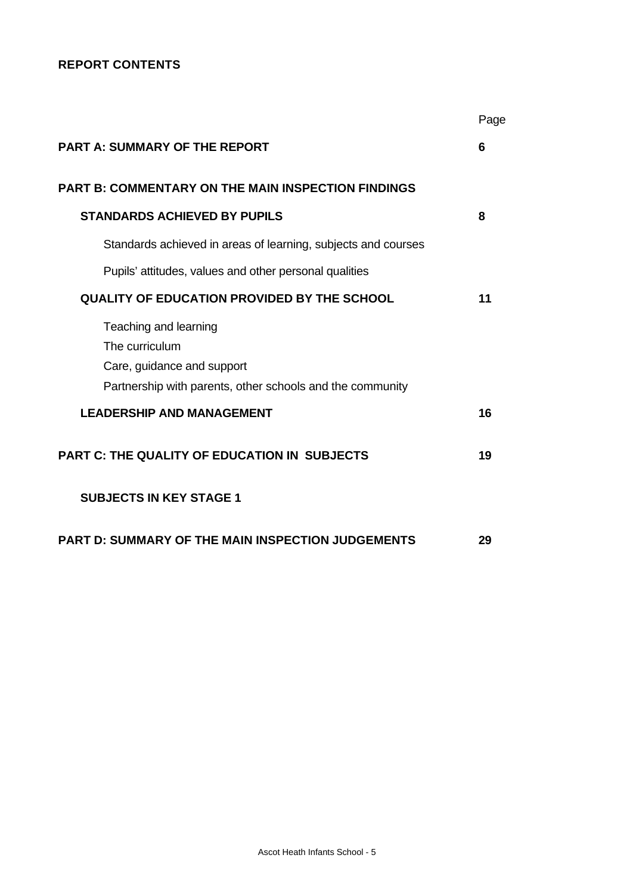**REPORT CONTENTS**

| | Page |
|---|---|
| **PART A: SUMMARY OF THE REPORT** | **6** |
| **PART B: COMMENTARY ON THE MAIN INSPECTION FINDINGS** | |
| **STANDARDS ACHIEVED BY PUPILS** | **8** |
| Standards achieved in areas of learning, subjects and courses | |
| Pupils' attitudes, values and other personal qualities | |
| **QUALITY OF EDUCATION PROVIDED BY THE SCHOOL** | **11** |
| Teaching and learning<br>The curriculum<br>Care, guidance and support<br>Partnership with parents, other schools and the community | |
| **LEADERSHIP AND MANAGEMENT** | **16** |
| **PART C: THE QUALITY OF EDUCATION IN SUBJECTS** | **19** |
| **SUBJECTS IN KEY STAGE 1** | |
| **PART D: SUMMARY OF THE MAIN INSPECTION JUDGEMENTS** | **29** |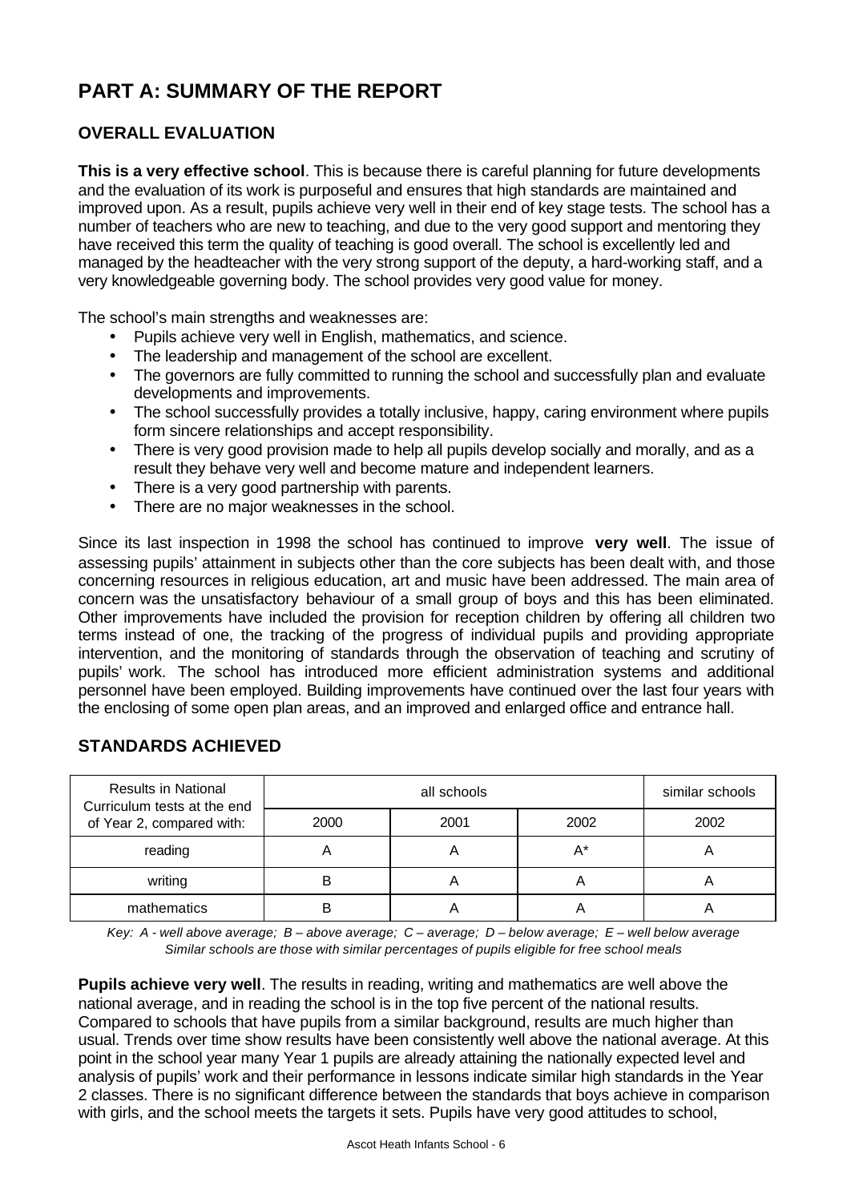# PART A: SUMMARY OF THE REPORT

## OVERALL EVALUATION

**This is a very effective school**. This is because there is careful planning for future developments and the evaluation of its work is purposeful and ensures that high standards are maintained and improved upon. As a result, pupils achieve very well in their end of key stage tests. The school has a number of teachers who are new to teaching, and due to the very good support and mentoring they have received this term the quality of teaching is good overall. The school is excellently led and managed by the headteacher with the very strong support of the deputy, a hard-working staff, and a very knowledgeable governing body. The school provides very good value for money.

The school's main strengths and weaknesses are:

- Pupils achieve very well in English, mathematics, and science.
- The leadership and management of the school are excellent.
- The governors are fully committed to running the school and successfully plan and evaluate developments and improvements.
- The school successfully provides a totally inclusive, happy, caring environment where pupils form sincere relationships and accept responsibility.
- There is very good provision made to help all pupils develop socially and morally, and as a result they behave very well and become mature and independent learners.
- There is a very good partnership with parents.
- There are no major weaknesses in the school.

Since its last inspection in 1998 the school has continued to improve **very well**. The issue of assessing pupils' attainment in subjects other than the core subjects has been dealt with, and those concerning resources in religious education, art and music have been addressed. The main area of concern was the unsatisfactory behaviour of a small group of boys and this has been eliminated. Other improvements have included the provision for reception children by offering all children two terms instead of one, the tracking of the progress of individual pupils and providing appropriate intervention, and the monitoring of standards through the observation of teaching and scrutiny of pupils' work. The school has introduced more efficient administration systems and additional personnel have been employed. Building improvements have continued over the last four years with the enclosing of some open plan areas, and an improved and enlarged office and entrance hall.

## STANDARDS ACHIEVED

| Results in National Curriculum tests at the end of Year 2, compared with: | all schools | | | similar schools |
|---|---|---|---|---|
| | 2000 | 2001 | 2002 | 2002 |
| reading | A | A | A* | A |
| writing | B | A | A | A |
| mathematics | B | A | A | A |

*Key: A - well above average; B – above average; C – average; D – below average; E – well below average*
*Similar schools are those with similar percentages of pupils eligible for free school meals*

**Pupils achieve very well**. The results in reading, writing and mathematics are well above the national average, and in reading the school is in the top five percent of the national results. Compared to schools that have pupils from a similar background, results are much higher than usual. Trends over time show results have been consistently well above the national average. At this point in the school year many Year 1 pupils are already attaining the nationally expected level and analysis of pupils' work and their performance in lessons indicate similar high standards in the Year 2 classes. There is no significant difference between the standards that boys achieve in comparison with girls, and the school meets the targets it sets. Pupils have very good attitudes to school,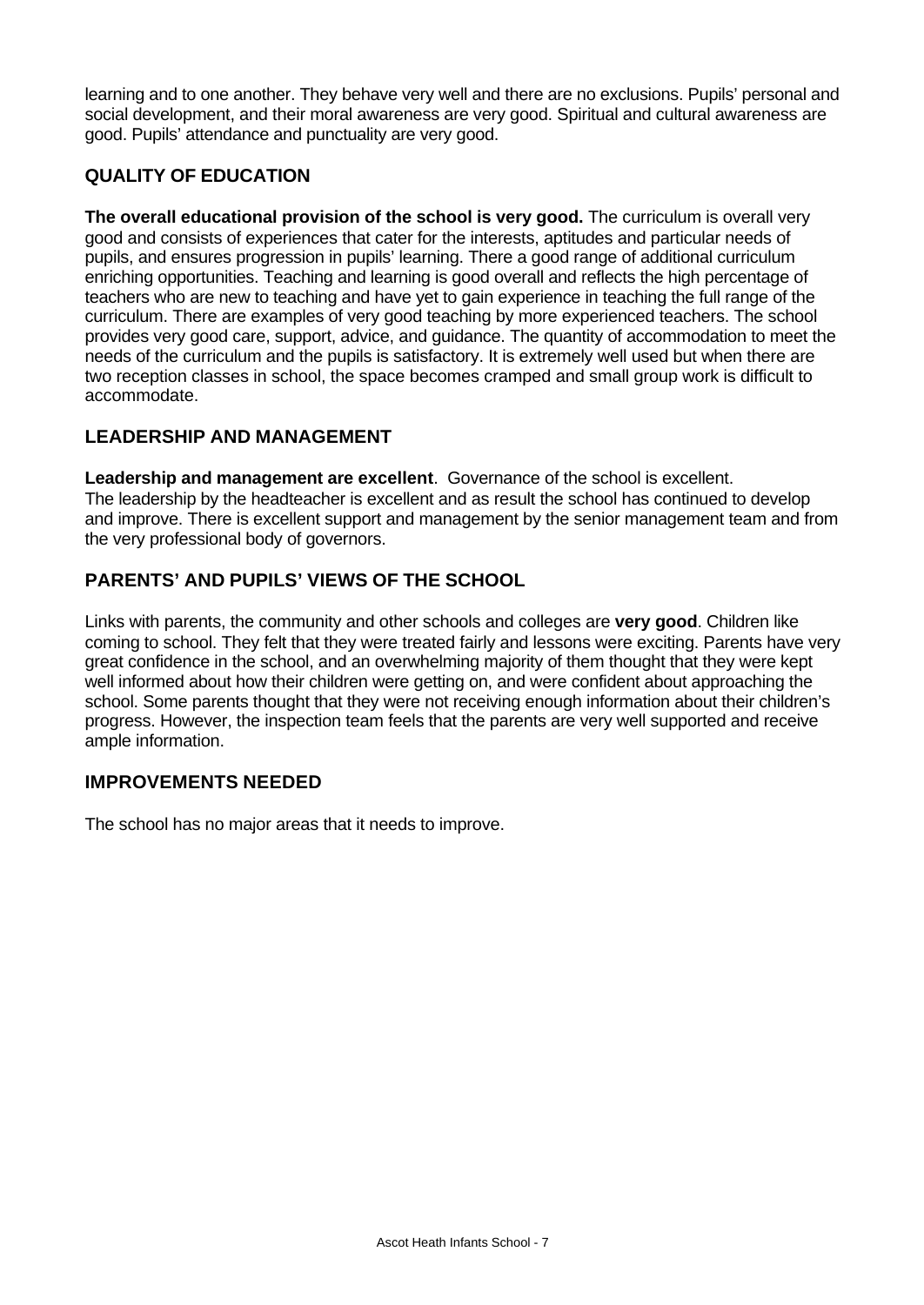learning and to one another. They behave very well and there are no exclusions. Pupils' personal and social development, and their moral awareness are very good. Spiritual and cultural awareness are good. Pupils' attendance and punctuality are very good.

## QUALITY OF EDUCATION

**The overall educational provision of the school is very good.** The curriculum is overall very good and consists of experiences that cater for the interests, aptitudes and particular needs of pupils, and ensures progression in pupils' learning. There a good range of additional curriculum enriching opportunities. Teaching and learning is good overall and reflects the high percentage of teachers who are new to teaching and have yet to gain experience in teaching the full range of the curriculum. There are examples of very good teaching by more experienced teachers. The school provides very good care, support, advice, and guidance. The quantity of accommodation to meet the needs of the curriculum and the pupils is satisfactory. It is extremely well used but when there are two reception classes in school, the space becomes cramped and small group work is difficult to accommodate.

## LEADERSHIP AND MANAGEMENT

**Leadership and management are excellent**. Governance of the school is excellent.
The leadership by the headteacher is excellent and as result the school has continued to develop and improve. There is excellent support and management by the senior management team and from the very professional body of governors.

## PARENTS' AND PUPILS' VIEWS OF THE SCHOOL

Links with parents, the community and other schools and colleges are **very good**. Children like coming to school. They felt that they were treated fairly and lessons were exciting. Parents have very great confidence in the school, and an overwhelming majority of them thought that they were kept well informed about how their children were getting on, and were confident about approaching the school. Some parents thought that they were not receiving enough information about their children's progress. However, the inspection team feels that the parents are very well supported and receive ample information.

## IMPROVEMENTS NEEDED

The school has no major areas that it needs to improve.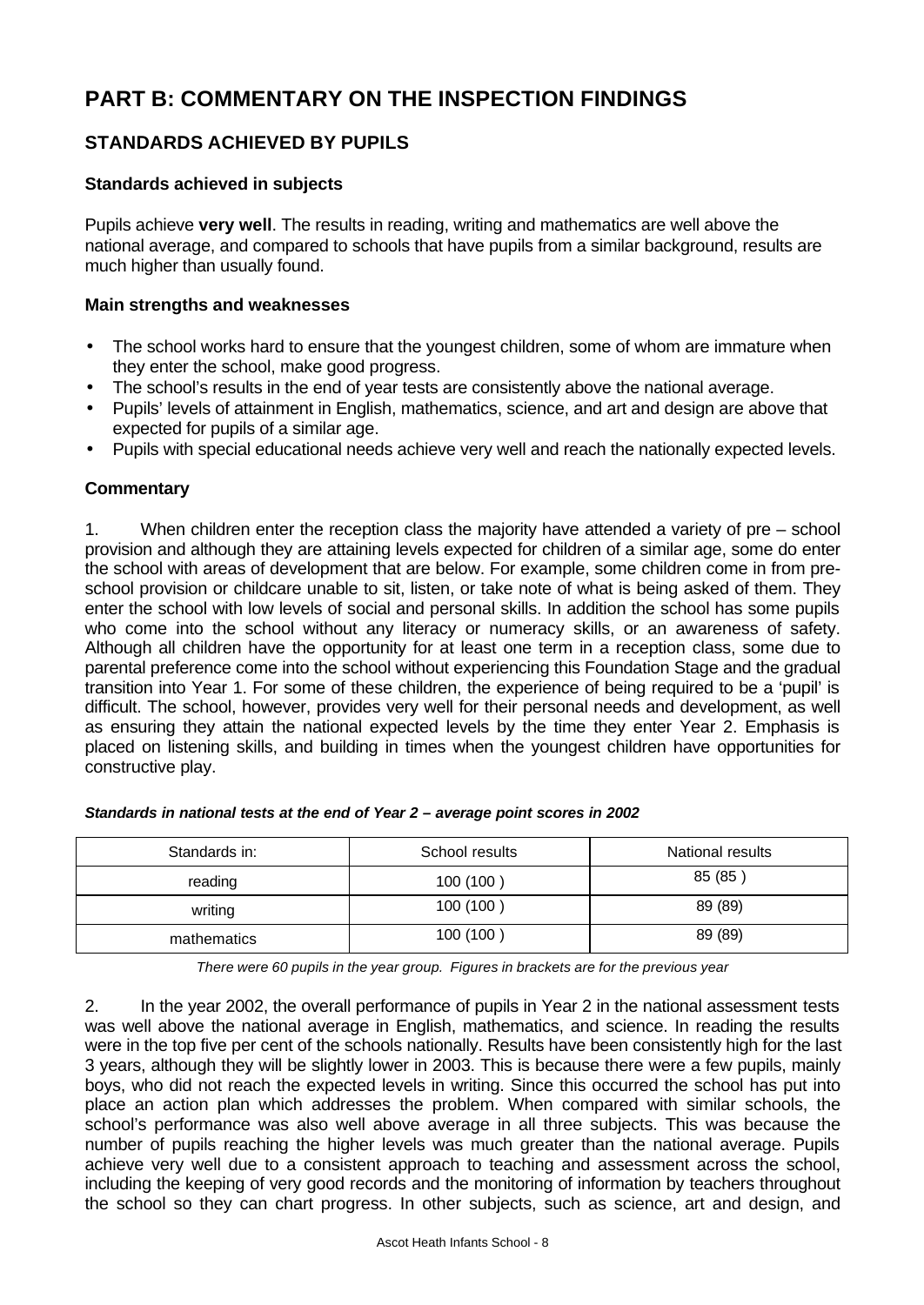# PART B: COMMENTARY ON THE INSPECTION FINDINGS

## STANDARDS ACHIEVED BY PUPILS

### Standards achieved in subjects

Pupils achieve **very well**. The results in reading, writing and mathematics are well above the national average, and compared to schools that have pupils from a similar background, results are much higher than usually found.

### Main strengths and weaknesses

- The school works hard to ensure that the youngest children, some of whom are immature when they enter the school, make good progress.
- The school's results in the end of year tests are consistently above the national average.
- Pupils' levels of attainment in English, mathematics, science, and art and design are above that expected for pupils of a similar age.
- Pupils with special educational needs achieve very well and reach the nationally expected levels.

### Commentary

1. When children enter the reception class the majority have attended a variety of pre – school provision and although they are attaining levels expected for children of a similar age, some do enter the school with areas of development that are below. For example, some children come in from pre-school provision or childcare unable to sit, listen, or take note of what is being asked of them. They enter the school with low levels of social and personal skills. In addition the school has some pupils who come into the school without any literacy or numeracy skills, or an awareness of safety. Although all children have the opportunity for at least one term in a reception class, some due to parental preference come into the school without experiencing this Foundation Stage and the gradual transition into Year 1. For some of these children, the experience of being required to be a 'pupil' is difficult. The school, however, provides very well for their personal needs and development, as well as ensuring they attain the national expected levels by the time they enter Year 2. Emphasis is placed on listening skills, and building in times when the youngest children have opportunities for constructive play.

***Standards in national tests at the end of Year 2 – average point scores in 2002***

| Standards in: | School results | National results |
|---|---|---|
| reading | 100 (100 ) | 85 (85 ) |
| writing | 100 (100 ) | 89 (89) |
| mathematics | 100 (100 ) | 89 (89) |

*There were 60 pupils in the year group. Figures in brackets are for the previous year*

2. In the year 2002, the overall performance of pupils in Year 2 in the national assessment tests was well above the national average in English, mathematics, and science. In reading the results were in the top five per cent of the schools nationally. Results have been consistently high for the last 3 years, although they will be slightly lower in 2003. This is because there were a few pupils, mainly boys, who did not reach the expected levels in writing. Since this occurred the school has put into place an action plan which addresses the problem. When compared with similar schools, the school's performance was also well above average in all three subjects. This was because the number of pupils reaching the higher levels was much greater than the national average. Pupils achieve very well due to a consistent approach to teaching and assessment across the school, including the keeping of very good records and the monitoring of information by teachers throughout the school so they can chart progress. In other subjects, such as science, art and design, and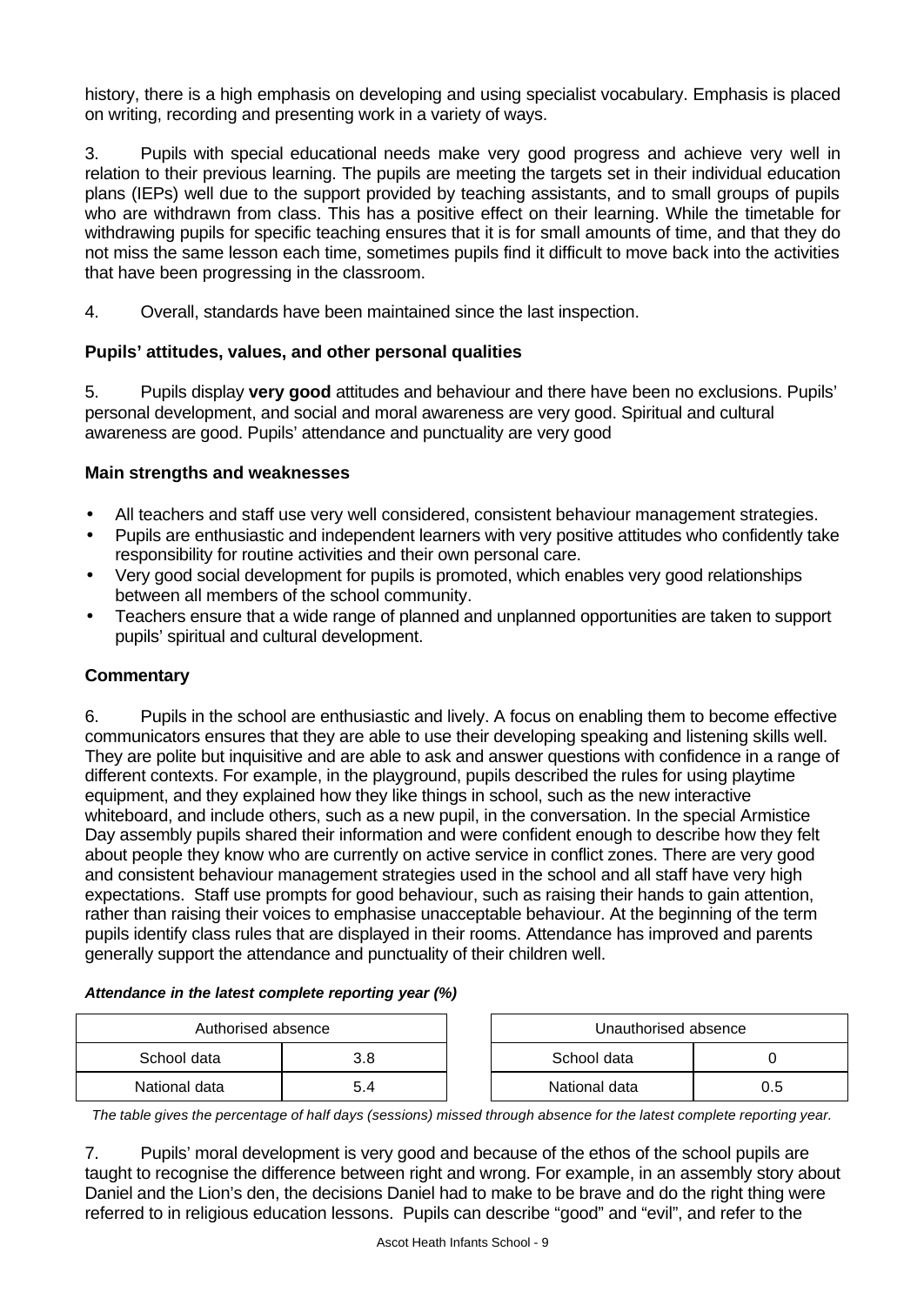history, there is a high emphasis on developing and using specialist vocabulary. Emphasis is placed on writing, recording and presenting work in a variety of ways.

3. Pupils with special educational needs make very good progress and achieve very well in relation to their previous learning. The pupils are meeting the targets set in their individual education plans (IEPs) well due to the support provided by teaching assistants, and to small groups of pupils who are withdrawn from class. This has a positive effect on their learning. While the timetable for withdrawing pupils for specific teaching ensures that it is for small amounts of time, and that they do not miss the same lesson each time, sometimes pupils find it difficult to move back into the activities that have been progressing in the classroom.

4. Overall, standards have been maintained since the last inspection.

### Pupils' attitudes, values, and other personal qualities

5. Pupils display **very good** attitudes and behaviour and there have been no exclusions. Pupils' personal development, and social and moral awareness are very good. Spiritual and cultural awareness are good. Pupils' attendance and punctuality are very good

### Main strengths and weaknesses

- All teachers and staff use very well considered, consistent behaviour management strategies.
- Pupils are enthusiastic and independent learners with very positive attitudes who confidently take responsibility for routine activities and their own personal care.
- Very good social development for pupils is promoted, which enables very good relationships between all members of the school community.
- Teachers ensure that a wide range of planned and unplanned opportunities are taken to support pupils' spiritual and cultural development.

### Commentary

6. Pupils in the school are enthusiastic and lively. A focus on enabling them to become effective communicators ensures that they are able to use their developing speaking and listening skills well. They are polite but inquisitive and are able to ask and answer questions with confidence in a range of different contexts. For example, in the playground, pupils described the rules for using playtime equipment, and they explained how they like things in school, such as the new interactive whiteboard, and include others, such as a new pupil, in the conversation. In the special Armistice Day assembly pupils shared their information and were confident enough to describe how they felt about people they know who are currently on active service in conflict zones. There are very good and consistent behaviour management strategies used in the school and all staff have very high expectations. Staff use prompts for good behaviour, such as raising their hands to gain attention, rather than raising their voices to emphasise unacceptable behaviour. At the beginning of the term pupils identify class rules that are displayed in their rooms. Attendance has improved and parents generally support the attendance and punctuality of their children well.

***Attendance in the latest complete reporting year (%)***

| Authorised absence | |
|---|---|
| School data | 3.8 |
| National data | 5.4 |

| Unauthorised absence | |
|---|---|
| School data | 0 |
| National data | 0.5 |

*The table gives the percentage of half days (sessions) missed through absence for the latest complete reporting year.*

7. Pupils' moral development is very good and because of the ethos of the school pupils are taught to recognise the difference between right and wrong. For example, in an assembly story about Daniel and the Lion's den, the decisions Daniel had to make to be brave and do the right thing were referred to in religious education lessons. Pupils can describe "good" and "evil", and refer to the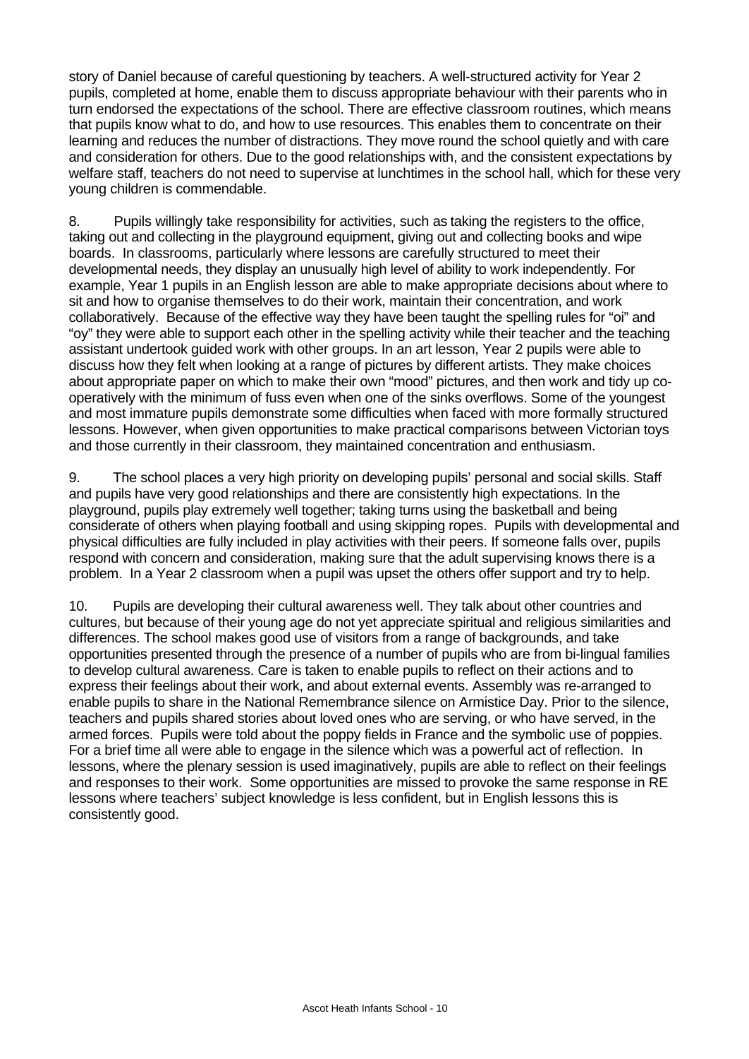story of Daniel because of careful questioning by teachers. A well-structured activity for Year 2 pupils, completed at home, enable them to discuss appropriate behaviour with their parents who in turn endorsed the expectations of the school. There are effective classroom routines, which means that pupils know what to do, and how to use resources. This enables them to concentrate on their learning and reduces the number of distractions. They move round the school quietly and with care and consideration for others. Due to the good relationships with, and the consistent expectations by welfare staff, teachers do not need to supervise at lunchtimes in the school hall, which for these very young children is commendable.

8. Pupils willingly take responsibility for activities, such as taking the registers to the office, taking out and collecting in the playground equipment, giving out and collecting books and wipe boards. In classrooms, particularly where lessons are carefully structured to meet their developmental needs, they display an unusually high level of ability to work independently. For example, Year 1 pupils in an English lesson are able to make appropriate decisions about where to sit and how to organise themselves to do their work, maintain their concentration, and work collaboratively. Because of the effective way they have been taught the spelling rules for "oi" and "oy" they were able to support each other in the spelling activity while their teacher and the teaching assistant undertook guided work with other groups. In an art lesson, Year 2 pupils were able to discuss how they felt when looking at a range of pictures by different artists. They make choices about appropriate paper on which to make their own "mood" pictures, and then work and tidy up co-operatively with the minimum of fuss even when one of the sinks overflows. Some of the youngest and most immature pupils demonstrate some difficulties when faced with more formally structured lessons. However, when given opportunities to make practical comparisons between Victorian toys and those currently in their classroom, they maintained concentration and enthusiasm.

9. The school places a very high priority on developing pupils' personal and social skills. Staff and pupils have very good relationships and there are consistently high expectations. In the playground, pupils play extremely well together; taking turns using the basketball and being considerate of others when playing football and using skipping ropes. Pupils with developmental and physical difficulties are fully included in play activities with their peers. If someone falls over, pupils respond with concern and consideration, making sure that the adult supervising knows there is a problem. In a Year 2 classroom when a pupil was upset the others offer support and try to help.

10. Pupils are developing their cultural awareness well. They talk about other countries and cultures, but because of their young age do not yet appreciate spiritual and religious similarities and differences. The school makes good use of visitors from a range of backgrounds, and take opportunities presented through the presence of a number of pupils who are from bi-lingual families to develop cultural awareness. Care is taken to enable pupils to reflect on their actions and to express their feelings about their work, and about external events. Assembly was re-arranged to enable pupils to share in the National Remembrance silence on Armistice Day. Prior to the silence, teachers and pupils shared stories about loved ones who are serving, or who have served, in the armed forces. Pupils were told about the poppy fields in France and the symbolic use of poppies. For a brief time all were able to engage in the silence which was a powerful act of reflection. In lessons, where the plenary session is used imaginatively, pupils are able to reflect on their feelings and responses to their work. Some opportunities are missed to provoke the same response in RE lessons where teachers' subject knowledge is less confident, but in English lessons this is consistently good.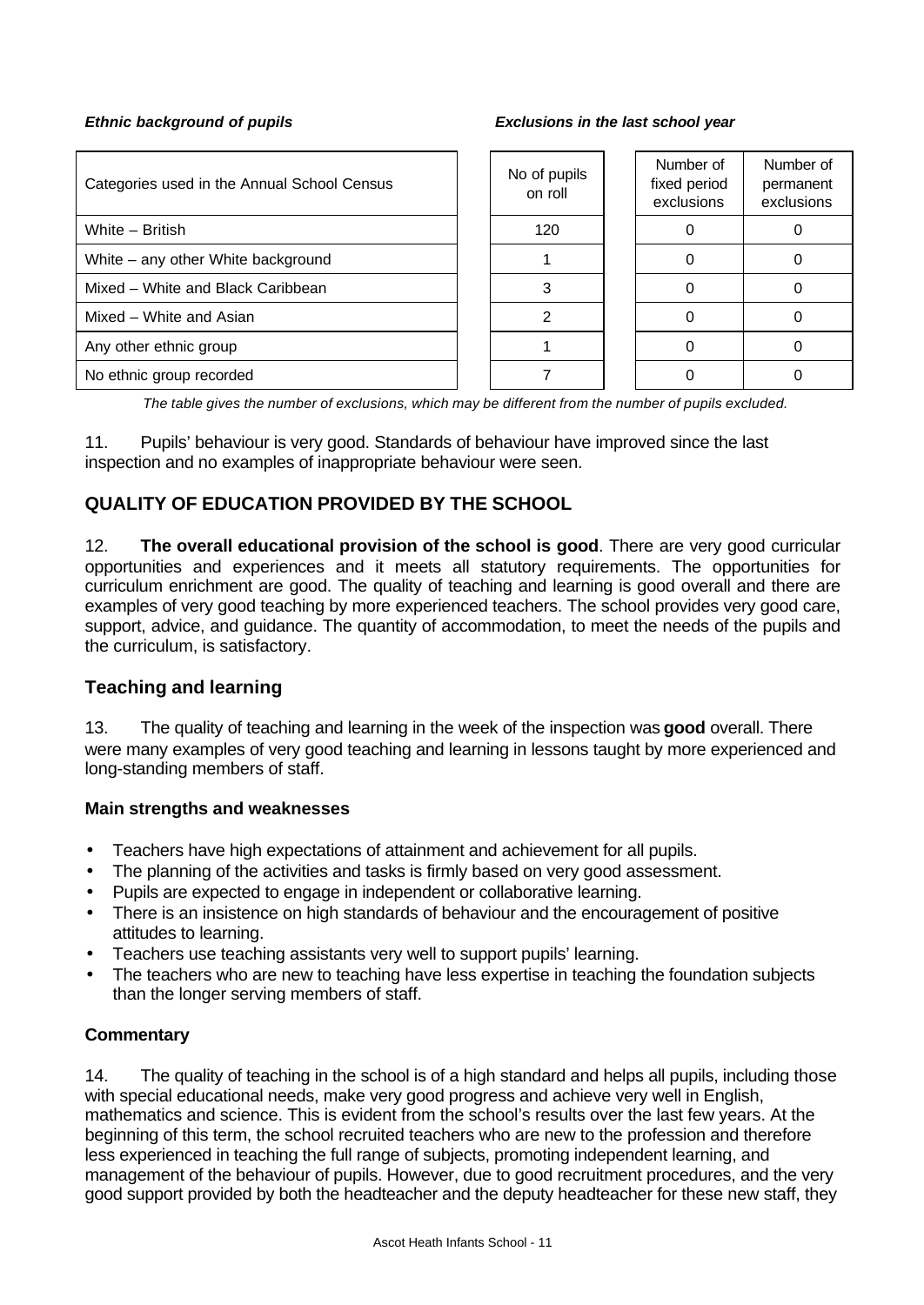***Ethnic background of pupils*** ***Exclusions in the last school year***

| Categories used in the Annual School Census | No of pupils on roll | Number of fixed period exclusions | Number of permanent exclusions |
|---|---|---|---|
| White – British | 120 | 0 | 0 |
| White – any other White background | 1 | 0 | 0 |
| Mixed – White and Black Caribbean | 3 | 0 | 0 |
| Mixed – White and Asian | 2 | 0 | 0 |
| Any other ethnic group | 1 | 0 | 0 |
| No ethnic group recorded | 7 | 0 | 0 |

*The table gives the number of exclusions, which may be different from the number of pupils excluded.*

11. Pupils' behaviour is very good. Standards of behaviour have improved since the last inspection and no examples of inappropriate behaviour were seen.

## QUALITY OF EDUCATION PROVIDED BY THE SCHOOL

12. **The overall educational provision of the school is good**. There are very good curricular opportunities and experiences and it meets all statutory requirements. The opportunities for curriculum enrichment are good. The quality of teaching and learning is good overall and there are examples of very good teaching by more experienced teachers. The school provides very good care, support, advice, and guidance. The quantity of accommodation, to meet the needs of the pupils and the curriculum, is satisfactory.

### Teaching and learning

13. The quality of teaching and learning in the week of the inspection was **good** overall. There were many examples of very good teaching and learning in lessons taught by more experienced and long-standing members of staff.

#### Main strengths and weaknesses

- Teachers have high expectations of attainment and achievement for all pupils.
- The planning of the activities and tasks is firmly based on very good assessment.
- Pupils are expected to engage in independent or collaborative learning.
- There is an insistence on high standards of behaviour and the encouragement of positive attitudes to learning.
- Teachers use teaching assistants very well to support pupils' learning.
- The teachers who are new to teaching have less expertise in teaching the foundation subjects than the longer serving members of staff.

#### Commentary

14. The quality of teaching in the school is of a high standard and helps all pupils, including those with special educational needs, make very good progress and achieve very well in English, mathematics and science. This is evident from the school's results over the last few years. At the beginning of this term, the school recruited teachers who are new to the profession and therefore less experienced in teaching the full range of subjects, promoting independent learning, and management of the behaviour of pupils. However, due to good recruitment procedures, and the very good support provided by both the headteacher and the deputy headteacher for these new staff, they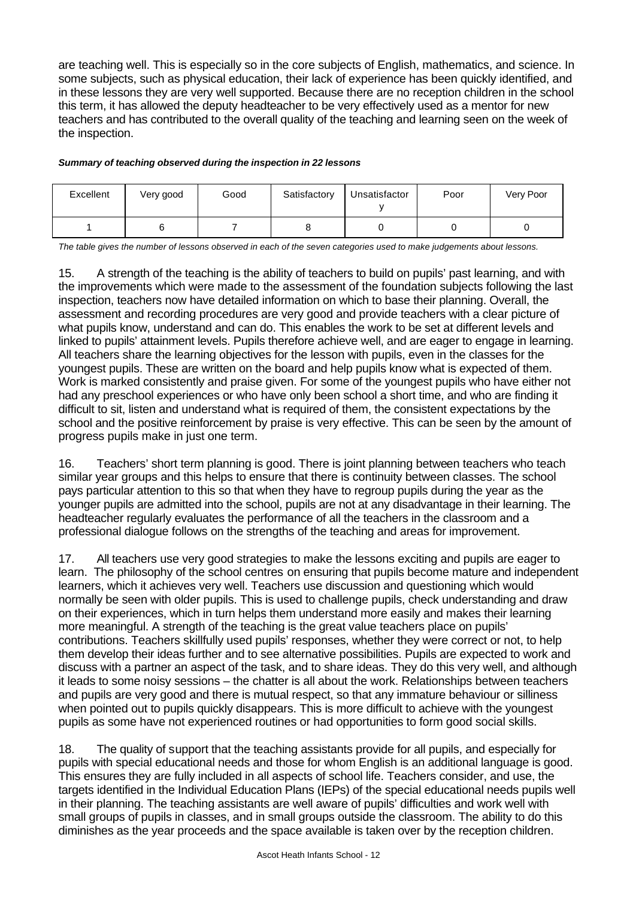are teaching well. This is especially so in the core subjects of English, mathematics, and science. In some subjects, such as physical education, their lack of experience has been quickly identified, and in these lessons they are very well supported. Because there are no reception children in the school this term, it has allowed the deputy headteacher to be very effectively used as a mentor for new teachers and has contributed to the overall quality of the teaching and learning seen on the week of the inspection.

***Summary of teaching observed during the inspection in 22 lessons***

| Excellent | Very good | Good | Satisfactory | Unsatisfactory | Poor | Very Poor |
|---|---|---|---|---|---|---|
| 1 | 6 | 7 | 8 | 0 | 0 | 0 |

*The table gives the number of lessons observed in each of the seven categories used to make judgements about lessons.*

15. A strength of the teaching is the ability of teachers to build on pupils' past learning, and with the improvements which were made to the assessment of the foundation subjects following the last inspection, teachers now have detailed information on which to base their planning. Overall, the assessment and recording procedures are very good and provide teachers with a clear picture of what pupils know, understand and can do. This enables the work to be set at different levels and linked to pupils' attainment levels. Pupils therefore achieve well, and are eager to engage in learning. All teachers share the learning objectives for the lesson with pupils, even in the classes for the youngest pupils. These are written on the board and help pupils know what is expected of them. Work is marked consistently and praise given. For some of the youngest pupils who have either not had any preschool experiences or who have only been school a short time, and who are finding it difficult to sit, listen and understand what is required of them, the consistent expectations by the school and the positive reinforcement by praise is very effective. This can be seen by the amount of progress pupils make in just one term.

16. Teachers' short term planning is good. There is joint planning between teachers who teach similar year groups and this helps to ensure that there is continuity between classes. The school pays particular attention to this so that when they have to regroup pupils during the year as the younger pupils are admitted into the school, pupils are not at any disadvantage in their learning. The headteacher regularly evaluates the performance of all the teachers in the classroom and a professional dialogue follows on the strengths of the teaching and areas for improvement.

17. All teachers use very good strategies to make the lessons exciting and pupils are eager to learn. The philosophy of the school centres on ensuring that pupils become mature and independent learners, which it achieves very well. Teachers use discussion and questioning which would normally be seen with older pupils. This is used to challenge pupils, check understanding and draw on their experiences, which in turn helps them understand more easily and makes their learning more meaningful. A strength of the teaching is the great value teachers place on pupils' contributions. Teachers skillfully used pupils' responses, whether they were correct or not, to help them develop their ideas further and to see alternative possibilities. Pupils are expected to work and discuss with a partner an aspect of the task, and to share ideas. They do this very well, and although it leads to some noisy sessions – the chatter is all about the work. Relationships between teachers and pupils are very good and there is mutual respect, so that any immature behaviour or silliness when pointed out to pupils quickly disappears. This is more difficult to achieve with the youngest pupils as some have not experienced routines or had opportunities to form good social skills.

18. The quality of support that the teaching assistants provide for all pupils, and especially for pupils with special educational needs and those for whom English is an additional language is good. This ensures they are fully included in all aspects of school life. Teachers consider, and use, the targets identified in the Individual Education Plans (IEPs) of the special educational needs pupils well in their planning. The teaching assistants are well aware of pupils' difficulties and work well with small groups of pupils in classes, and in small groups outside the classroom. The ability to do this diminishes as the year proceeds and the space available is taken over by the reception children.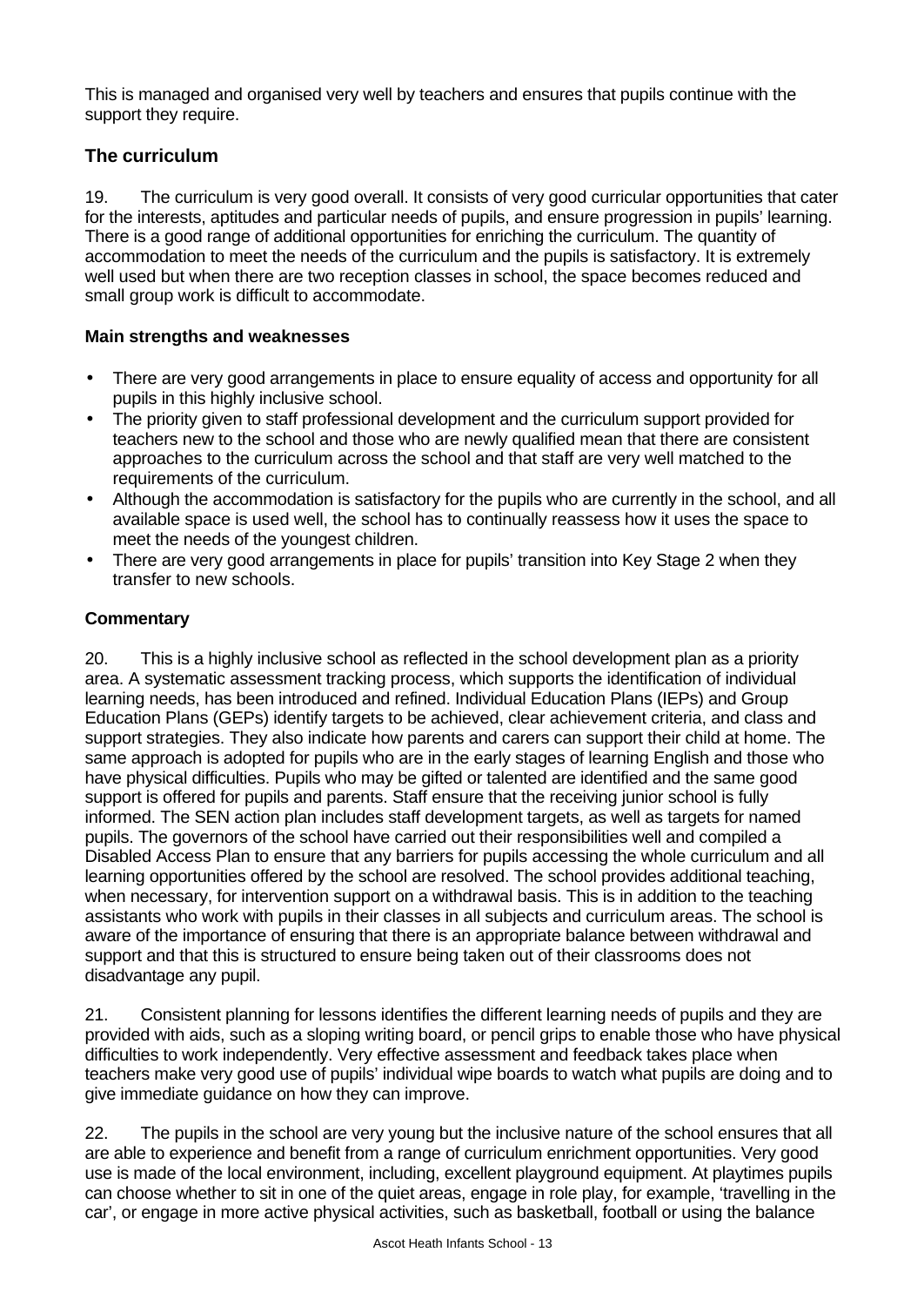This is managed and organised very well by teachers and ensures that pupils continue with the support they require.

## The curriculum

19. The curriculum is very good overall. It consists of very good curricular opportunities that cater for the interests, aptitudes and particular needs of pupils, and ensure progression in pupils' learning. There is a good range of additional opportunities for enriching the curriculum. The quantity of accommodation to meet the needs of the curriculum and the pupils is satisfactory. It is extremely well used but when there are two reception classes in school, the space becomes reduced and small group work is difficult to accommodate.

### Main strengths and weaknesses

- There are very good arrangements in place to ensure equality of access and opportunity for all pupils in this highly inclusive school.
- The priority given to staff professional development and the curriculum support provided for teachers new to the school and those who are newly qualified mean that there are consistent approaches to the curriculum across the school and that staff are very well matched to the requirements of the curriculum.
- Although the accommodation is satisfactory for the pupils who are currently in the school, and all available space is used well, the school has to continually reassess how it uses the space to meet the needs of the youngest children.
- There are very good arrangements in place for pupils' transition into Key Stage 2 when they transfer to new schools.

### Commentary

20. This is a highly inclusive school as reflected in the school development plan as a priority area. A systematic assessment tracking process, which supports the identification of individual learning needs, has been introduced and refined. Individual Education Plans (IEPs) and Group Education Plans (GEPs) identify targets to be achieved, clear achievement criteria, and class and support strategies. They also indicate how parents and carers can support their child at home. The same approach is adopted for pupils who are in the early stages of learning English and those who have physical difficulties. Pupils who may be gifted or talented are identified and the same good support is offered for pupils and parents. Staff ensure that the receiving junior school is fully informed. The SEN action plan includes staff development targets, as well as targets for named pupils. The governors of the school have carried out their responsibilities well and compiled a Disabled Access Plan to ensure that any barriers for pupils accessing the whole curriculum and all learning opportunities offered by the school are resolved. The school provides additional teaching, when necessary, for intervention support on a withdrawal basis. This is in addition to the teaching assistants who work with pupils in their classes in all subjects and curriculum areas. The school is aware of the importance of ensuring that there is an appropriate balance between withdrawal and support and that this is structured to ensure being taken out of their classrooms does not disadvantage any pupil.

21. Consistent planning for lessons identifies the different learning needs of pupils and they are provided with aids, such as a sloping writing board, or pencil grips to enable those who have physical difficulties to work independently. Very effective assessment and feedback takes place when teachers make very good use of pupils' individual wipe boards to watch what pupils are doing and to give immediate guidance on how they can improve.

22. The pupils in the school are very young but the inclusive nature of the school ensures that all are able to experience and benefit from a range of curriculum enrichment opportunities. Very good use is made of the local environment, including, excellent playground equipment. At playtimes pupils can choose whether to sit in one of the quiet areas, engage in role play, for example, 'travelling in the car', or engage in more active physical activities, such as basketball, football or using the balance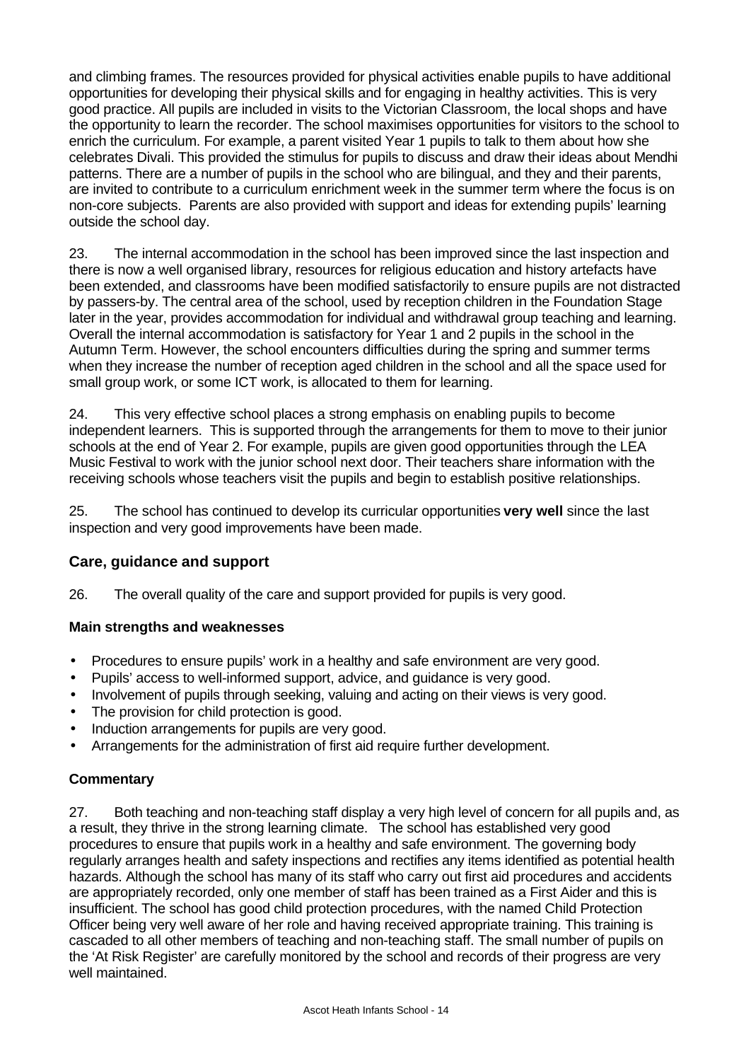and climbing frames. The resources provided for physical activities enable pupils to have additional opportunities for developing their physical skills and for engaging in healthy activities. This is very good practice. All pupils are included in visits to the Victorian Classroom, the local shops and have the opportunity to learn the recorder. The school maximises opportunities for visitors to the school to enrich the curriculum. For example, a parent visited Year 1 pupils to talk to them about how she celebrates Divali. This provided the stimulus for pupils to discuss and draw their ideas about Mendhi patterns. There are a number of pupils in the school who are bilingual, and they and their parents, are invited to contribute to a curriculum enrichment week in the summer term where the focus is on non-core subjects. Parents are also provided with support and ideas for extending pupils' learning outside the school day.

23. The internal accommodation in the school has been improved since the last inspection and there is now a well organised library, resources for religious education and history artefacts have been extended, and classrooms have been modified satisfactorily to ensure pupils are not distracted by passers-by. The central area of the school, used by reception children in the Foundation Stage later in the year, provides accommodation for individual and withdrawal group teaching and learning. Overall the internal accommodation is satisfactory for Year 1 and 2 pupils in the school in the Autumn Term. However, the school encounters difficulties during the spring and summer terms when they increase the number of reception aged children in the school and all the space used for small group work, or some ICT work, is allocated to them for learning.

24. This very effective school places a strong emphasis on enabling pupils to become independent learners. This is supported through the arrangements for them to move to their junior schools at the end of Year 2. For example, pupils are given good opportunities through the LEA Music Festival to work with the junior school next door. Their teachers share information with the receiving schools whose teachers visit the pupils and begin to establish positive relationships.

25. The school has continued to develop its curricular opportunities **very well** since the last inspection and very good improvements have been made.

## Care, guidance and support

26. The overall quality of the care and support provided for pupils is very good.

### Main strengths and weaknesses

- Procedures to ensure pupils' work in a healthy and safe environment are very good.
- Pupils' access to well-informed support, advice, and guidance is very good.
- Involvement of pupils through seeking, valuing and acting on their views is very good.
- The provision for child protection is good.
- Induction arrangements for pupils are very good.
- Arrangements for the administration of first aid require further development.

### Commentary

27. Both teaching and non-teaching staff display a very high level of concern for all pupils and, as a result, they thrive in the strong learning climate. The school has established very good procedures to ensure that pupils work in a healthy and safe environment. The governing body regularly arranges health and safety inspections and rectifies any items identified as potential health hazards. Although the school has many of its staff who carry out first aid procedures and accidents are appropriately recorded, only one member of staff has been trained as a First Aider and this is insufficient. The school has good child protection procedures, with the named Child Protection Officer being very well aware of her role and having received appropriate training. This training is cascaded to all other members of teaching and non-teaching staff. The small number of pupils on the 'At Risk Register' are carefully monitored by the school and records of their progress are very well maintained.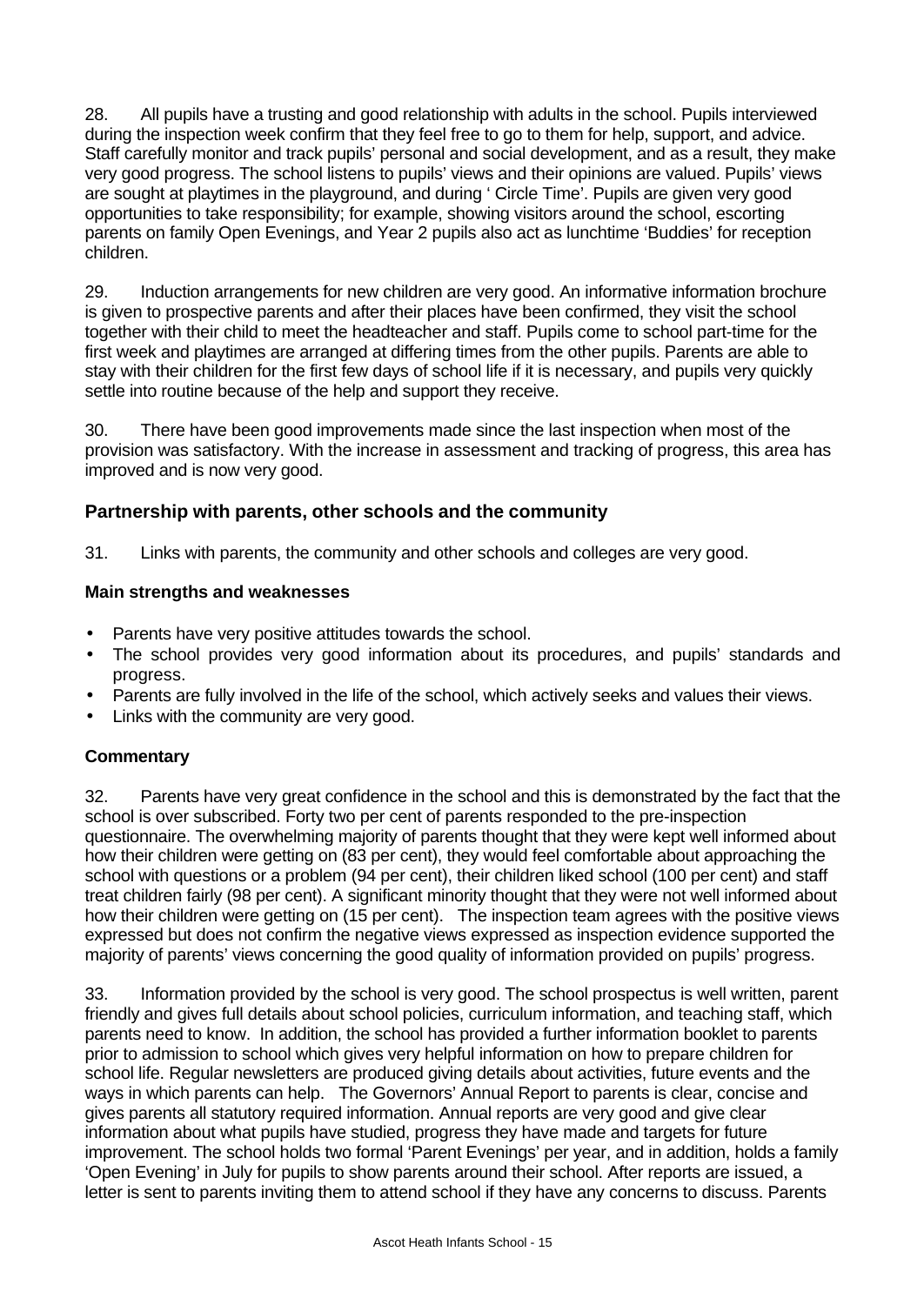28. All pupils have a trusting and good relationship with adults in the school. Pupils interviewed during the inspection week confirm that they feel free to go to them for help, support, and advice. Staff carefully monitor and track pupils' personal and social development, and as a result, they make very good progress. The school listens to pupils' views and their opinions are valued. Pupils' views are sought at playtimes in the playground, and during ' Circle Time'. Pupils are given very good opportunities to take responsibility; for example, showing visitors around the school, escorting parents on family Open Evenings, and Year 2 pupils also act as lunchtime 'Buddies' for reception children.

29. Induction arrangements for new children are very good. An informative information brochure is given to prospective parents and after their places have been confirmed, they visit the school together with their child to meet the headteacher and staff. Pupils come to school part-time for the first week and playtimes are arranged at differing times from the other pupils. Parents are able to stay with their children for the first few days of school life if it is necessary, and pupils very quickly settle into routine because of the help and support they receive.

30. There have been good improvements made since the last inspection when most of the provision was satisfactory. With the increase in assessment and tracking of progress, this area has improved and is now very good.

## Partnership with parents, other schools and the community

31. Links with parents, the community and other schools and colleges are very good.

### Main strengths and weaknesses

- Parents have very positive attitudes towards the school.
- The school provides very good information about its procedures, and pupils' standards and progress.
- Parents are fully involved in the life of the school, which actively seeks and values their views.
- Links with the community are very good.

### Commentary

32. Parents have very great confidence in the school and this is demonstrated by the fact that the school is over subscribed. Forty two per cent of parents responded to the pre-inspection questionnaire. The overwhelming majority of parents thought that they were kept well informed about how their children were getting on (83 per cent), they would feel comfortable about approaching the school with questions or a problem (94 per cent), their children liked school (100 per cent) and staff treat children fairly (98 per cent). A significant minority thought that they were not well informed about how their children were getting on (15 per cent). The inspection team agrees with the positive views expressed but does not confirm the negative views expressed as inspection evidence supported the majority of parents' views concerning the good quality of information provided on pupils' progress.

33. Information provided by the school is very good. The school prospectus is well written, parent friendly and gives full details about school policies, curriculum information, and teaching staff, which parents need to know. In addition, the school has provided a further information booklet to parents prior to admission to school which gives very helpful information on how to prepare children for school life. Regular newsletters are produced giving details about activities, future events and the ways in which parents can help. The Governors' Annual Report to parents is clear, concise and gives parents all statutory required information. Annual reports are very good and give clear information about what pupils have studied, progress they have made and targets for future improvement. The school holds two formal 'Parent Evenings' per year, and in addition, holds a family 'Open Evening' in July for pupils to show parents around their school. After reports are issued, a letter is sent to parents inviting them to attend school if they have any concerns to discuss. Parents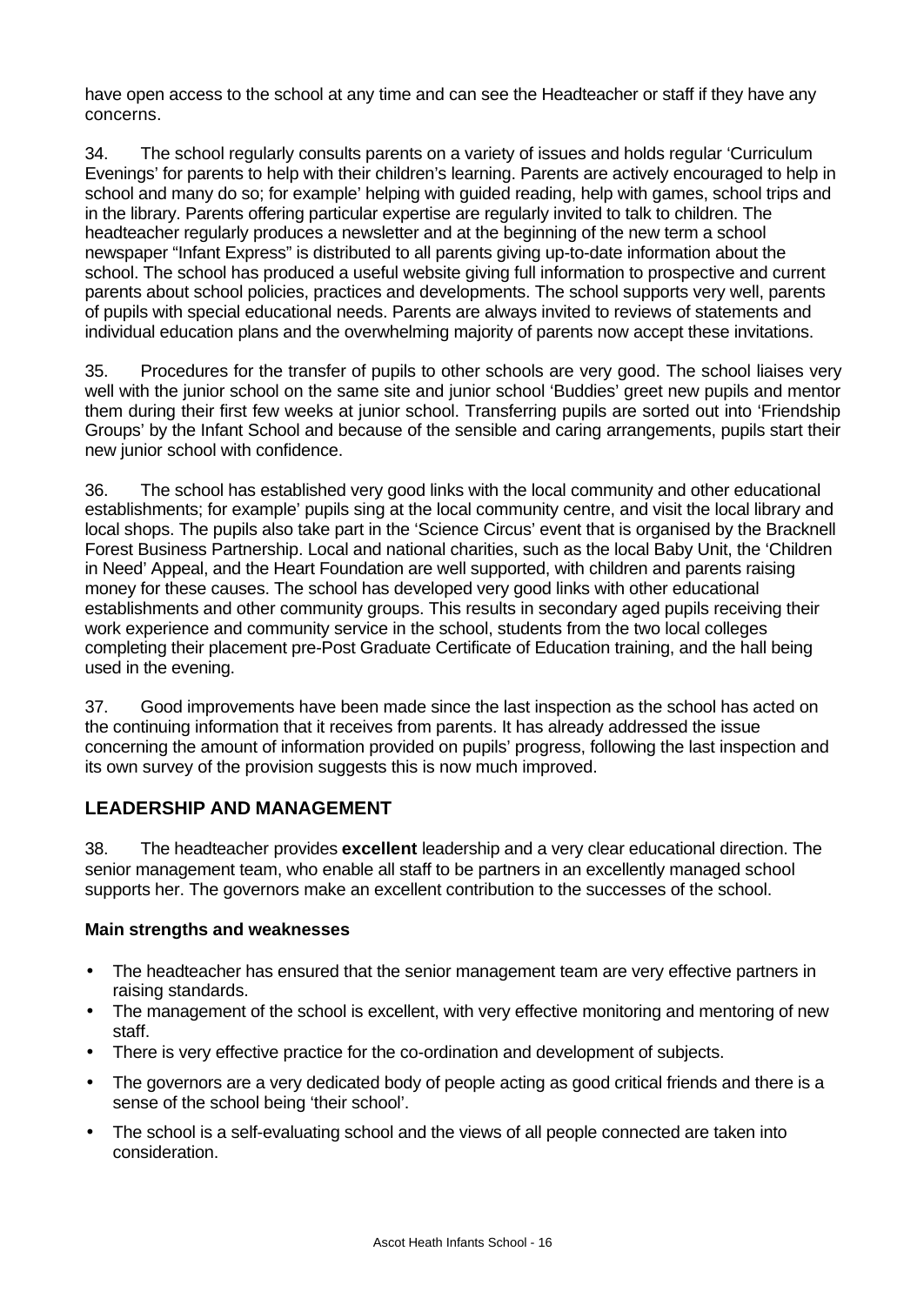have open access to the school at any time and can see the Headteacher or staff if they have any concerns.

34. The school regularly consults parents on a variety of issues and holds regular 'Curriculum Evenings' for parents to help with their children's learning. Parents are actively encouraged to help in school and many do so; for example' helping with guided reading, help with games, school trips and in the library. Parents offering particular expertise are regularly invited to talk to children. The headteacher regularly produces a newsletter and at the beginning of the new term a school newspaper "Infant Express" is distributed to all parents giving up-to-date information about the school. The school has produced a useful website giving full information to prospective and current parents about school policies, practices and developments. The school supports very well, parents of pupils with special educational needs. Parents are always invited to reviews of statements and individual education plans and the overwhelming majority of parents now accept these invitations.

35. Procedures for the transfer of pupils to other schools are very good. The school liaises very well with the junior school on the same site and junior school 'Buddies' greet new pupils and mentor them during their first few weeks at junior school. Transferring pupils are sorted out into 'Friendship Groups' by the Infant School and because of the sensible and caring arrangements, pupils start their new junior school with confidence.

36. The school has established very good links with the local community and other educational establishments; for example' pupils sing at the local community centre, and visit the local library and local shops. The pupils also take part in the 'Science Circus' event that is organised by the Bracknell Forest Business Partnership. Local and national charities, such as the local Baby Unit, the 'Children in Need' Appeal, and the Heart Foundation are well supported, with children and parents raising money for these causes. The school has developed very good links with other educational establishments and other community groups. This results in secondary aged pupils receiving their work experience and community service in the school, students from the two local colleges completing their placement pre-Post Graduate Certificate of Education training, and the hall being used in the evening.

37. Good improvements have been made since the last inspection as the school has acted on the continuing information that it receives from parents. It has already addressed the issue concerning the amount of information provided on pupils' progress, following the last inspection and its own survey of the provision suggests this is now much improved.

## LEADERSHIP AND MANAGEMENT

38. The headteacher provides **excellent** leadership and a very clear educational direction. The senior management team, who enable all staff to be partners in an excellently managed school supports her. The governors make an excellent contribution to the successes of the school.

**Main strengths and weaknesses**

- The headteacher has ensured that the senior management team are very effective partners in raising standards.
- The management of the school is excellent, with very effective monitoring and mentoring of new staff.
- There is very effective practice for the co-ordination and development of subjects.
- The governors are a very dedicated body of people acting as good critical friends and there is a sense of the school being 'their school'.
- The school is a self-evaluating school and the views of all people connected are taken into consideration.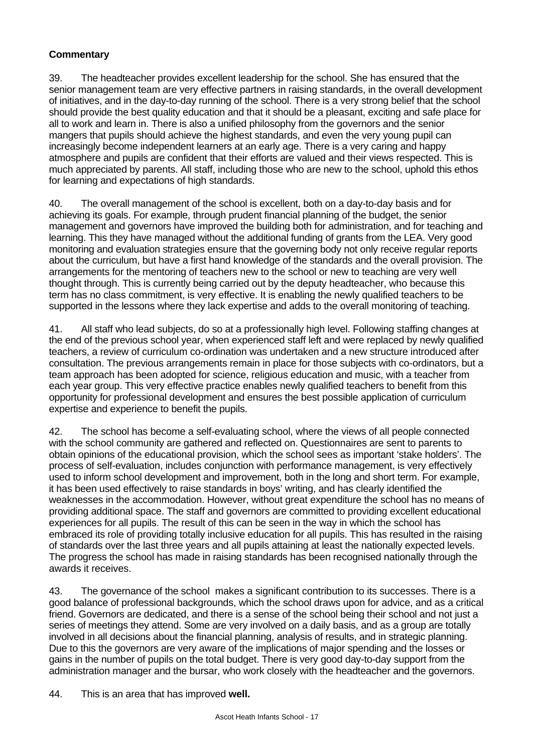**Commentary**

39. The headteacher provides excellent leadership for the school. She has ensured that the senior management team are very effective partners in raising standards, in the overall development of initiatives, and in the day-to-day running of the school. There is a very strong belief that the school should provide the best quality education and that it should be a pleasant, exciting and safe place for all to work and learn in. There is also a unified philosophy from the governors and the senior mangers that pupils should achieve the highest standards, and even the very young pupil can increasingly become independent learners at an early age. There is a very caring and happy atmosphere and pupils are confident that their efforts are valued and their views respected. This is much appreciated by parents. All staff, including those who are new to the school, uphold this ethos for learning and expectations of high standards.

40. The overall management of the school is excellent, both on a day-to-day basis and for achieving its goals. For example, through prudent financial planning of the budget, the senior management and governors have improved the building both for administration, and for teaching and learning. This they have managed without the additional funding of grants from the LEA. Very good monitoring and evaluation strategies ensure that the governing body not only receive regular reports about the curriculum, but have a first hand knowledge of the standards and the overall provision. The arrangements for the mentoring of teachers new to the school or new to teaching are very well thought through. This is currently being carried out by the deputy headteacher, who because this term has no class commitment, is very effective. It is enabling the newly qualified teachers to be supported in the lessons where they lack expertise and adds to the overall monitoring of teaching.

41. All staff who lead subjects, do so at a professionally high level. Following staffing changes at the end of the previous school year, when experienced staff left and were replaced by newly qualified teachers, a review of curriculum co-ordination was undertaken and a new structure introduced after consultation. The previous arrangements remain in place for those subjects with co-ordinators, but a team approach has been adopted for science, religious education and music, with a teacher from each year group. This very effective practice enables newly qualified teachers to benefit from this opportunity for professional development and ensures the best possible application of curriculum expertise and experience to benefit the pupils.

42. The school has become a self-evaluating school, where the views of all people connected with the school community are gathered and reflected on. Questionnaires are sent to parents to obtain opinions of the educational provision, which the school sees as important 'stake holders'. The process of self-evaluation, includes conjunction with performance management, is very effectively used to inform school development and improvement, both in the long and short term. For example, it has been used effectively to raise standards in boys' writing, and has clearly identified the weaknesses in the accommodation. However, without great expenditure the school has no means of providing additional space. The staff and governors are committed to providing excellent educational experiences for all pupils. The result of this can be seen in the way in which the school has embraced its role of providing totally inclusive education for all pupils. This has resulted in the raising of standards over the last three years and all pupils attaining at least the nationally expected levels. The progress the school has made in raising standards has been recognised nationally through the awards it receives.

43. The governance of the school makes a significant contribution to its successes. There is a good balance of professional backgrounds, which the school draws upon for advice, and as a critical friend. Governors are dedicated, and there is a sense of the school being their school and not just a series of meetings they attend. Some are very involved on a daily basis, and as a group are totally involved in all decisions about the financial planning, analysis of results, and in strategic planning. Due to this the governors are very aware of the implications of major spending and the losses or gains in the number of pupils on the total budget. There is very good day-to-day support from the administration manager and the bursar, who work closely with the headteacher and the governors.

44. This is an area that has improved **well.**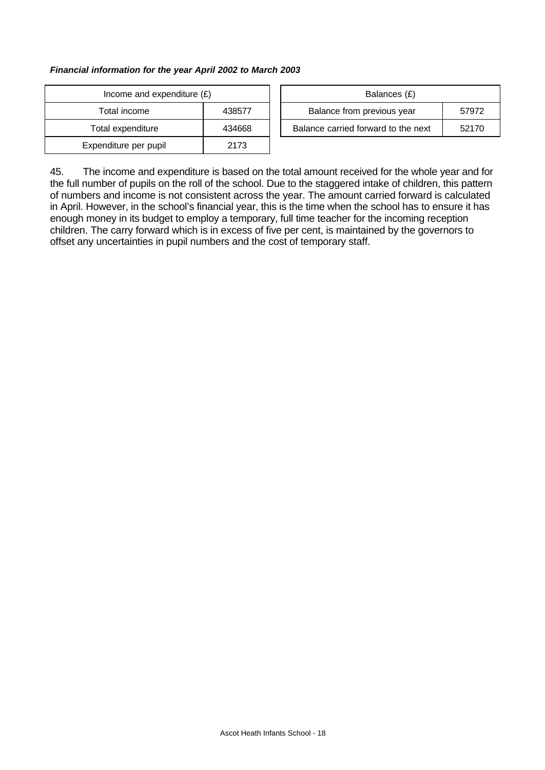***Financial information for the year April 2002 to March 2003***

| Income and expenditure (£) | |
|---|---|
| Total income | 438577 |
| Total expenditure | 434668 |
| Expenditure per pupil | 2173 |

| Balances (£) | |
|---|---|
| Balance from previous year | 57972 |
| Balance carried forward to the next | 52170 |

45. The income and expenditure is based on the total amount received for the whole year and for the full number of pupils on the roll of the school. Due to the staggered intake of children, this pattern of numbers and income is not consistent across the year. The amount carried forward is calculated in April. However, in the school's financial year, this is the time when the school has to ensure it has enough money in its budget to employ a temporary, full time teacher for the incoming reception children. The carry forward which is in excess of five per cent, is maintained by the governors to offset any uncertainties in pupil numbers and the cost of temporary staff.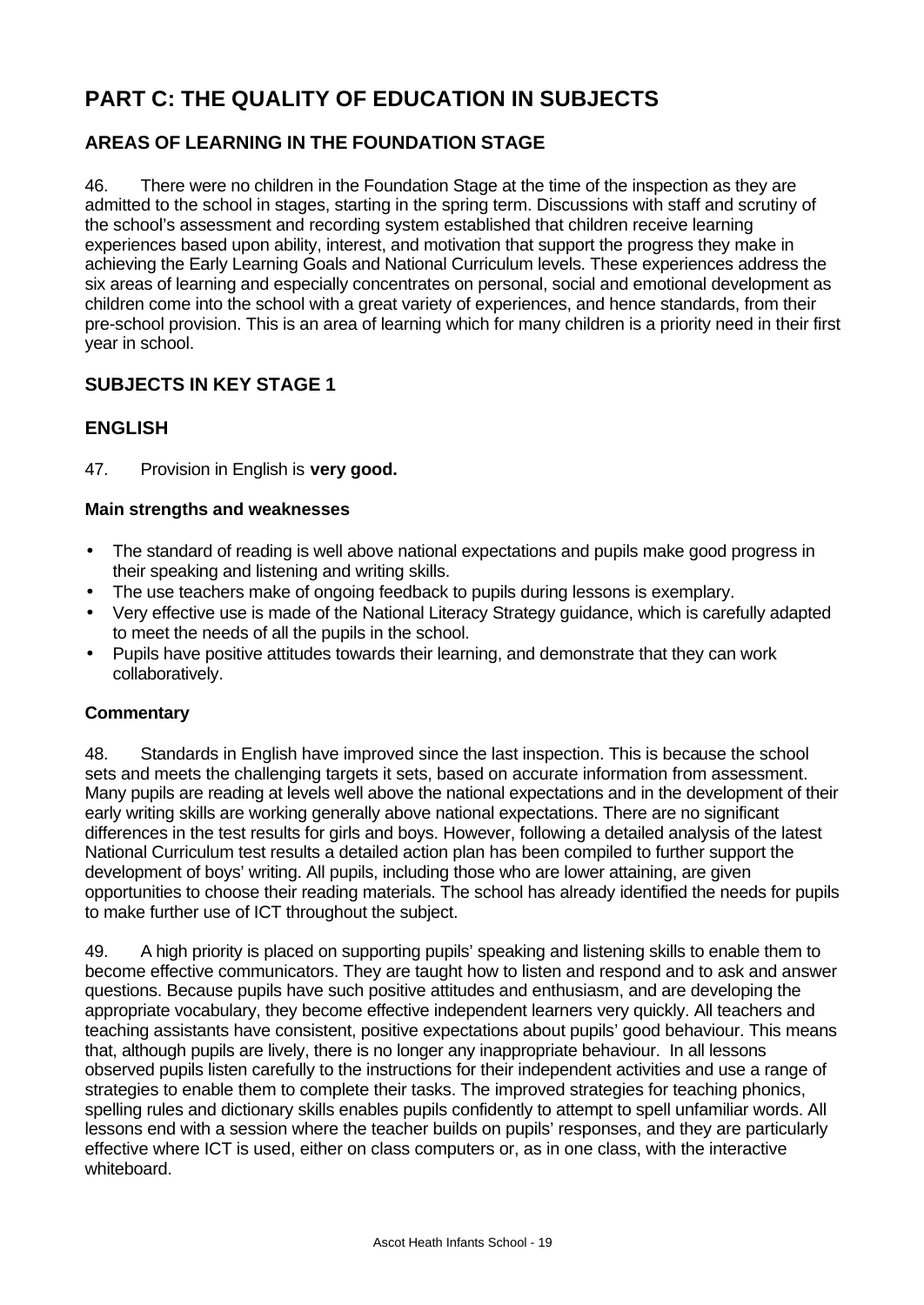# PART C: THE QUALITY OF EDUCATION IN SUBJECTS

## AREAS OF LEARNING IN THE FOUNDATION STAGE

46. There were no children in the Foundation Stage at the time of the inspection as they are admitted to the school in stages, starting in the spring term. Discussions with staff and scrutiny of the school's assessment and recording system established that children receive learning experiences based upon ability, interest, and motivation that support the progress they make in achieving the Early Learning Goals and National Curriculum levels. These experiences address the six areas of learning and especially concentrates on personal, social and emotional development as children come into the school with a great variety of experiences, and hence standards, from their pre-school provision. This is an area of learning which for many children is a priority need in their first year in school.

## SUBJECTS IN KEY STAGE 1

## ENGLISH

47. Provision in English is **very good.**

### Main strengths and weaknesses

- The standard of reading is well above national expectations and pupils make good progress in their speaking and listening and writing skills.
- The use teachers make of ongoing feedback to pupils during lessons is exemplary.
- Very effective use is made of the National Literacy Strategy guidance, which is carefully adapted to meet the needs of all the pupils in the school.
- Pupils have positive attitudes towards their learning, and demonstrate that they can work collaboratively.

### Commentary

48. Standards in English have improved since the last inspection. This is because the school sets and meets the challenging targets it sets, based on accurate information from assessment. Many pupils are reading at levels well above the national expectations and in the development of their early writing skills are working generally above national expectations. There are no significant differences in the test results for girls and boys. However, following a detailed analysis of the latest National Curriculum test results a detailed action plan has been compiled to further support the development of boys' writing. All pupils, including those who are lower attaining, are given opportunities to choose their reading materials. The school has already identified the needs for pupils to make further use of ICT throughout the subject.

49. A high priority is placed on supporting pupils' speaking and listening skills to enable them to become effective communicators. They are taught how to listen and respond and to ask and answer questions. Because pupils have such positive attitudes and enthusiasm, and are developing the appropriate vocabulary, they become effective independent learners very quickly. All teachers and teaching assistants have consistent, positive expectations about pupils' good behaviour. This means that, although pupils are lively, there is no longer any inappropriate behaviour. In all lessons observed pupils listen carefully to the instructions for their independent activities and use a range of strategies to enable them to complete their tasks. The improved strategies for teaching phonics, spelling rules and dictionary skills enables pupils confidently to attempt to spell unfamiliar words. All lessons end with a session where the teacher builds on pupils' responses, and they are particularly effective where ICT is used, either on class computers or, as in one class, with the interactive whiteboard.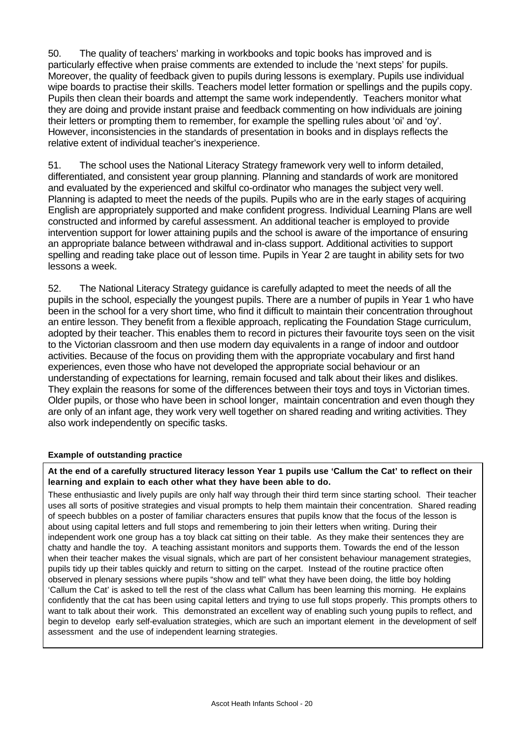50. The quality of teachers' marking in workbooks and topic books has improved and is particularly effective when praise comments are extended to include the 'next steps' for pupils. Moreover, the quality of feedback given to pupils during lessons is exemplary. Pupils use individual wipe boards to practise their skills. Teachers model letter formation or spellings and the pupils copy. Pupils then clean their boards and attempt the same work independently. Teachers monitor what they are doing and provide instant praise and feedback commenting on how individuals are joining their letters or prompting them to remember, for example the spelling rules about 'oi' and 'oy'. However, inconsistencies in the standards of presentation in books and in displays reflects the relative extent of individual teacher's inexperience.

51. The school uses the National Literacy Strategy framework very well to inform detailed, differentiated, and consistent year group planning. Planning and standards of work are monitored and evaluated by the experienced and skilful co-ordinator who manages the subject very well. Planning is adapted to meet the needs of the pupils. Pupils who are in the early stages of acquiring English are appropriately supported and make confident progress. Individual Learning Plans are well constructed and informed by careful assessment. An additional teacher is employed to provide intervention support for lower attaining pupils and the school is aware of the importance of ensuring an appropriate balance between withdrawal and in-class support. Additional activities to support spelling and reading take place out of lesson time. Pupils in Year 2 are taught in ability sets for two lessons a week.

52. The National Literacy Strategy guidance is carefully adapted to meet the needs of all the pupils in the school, especially the youngest pupils. There are a number of pupils in Year 1 who have been in the school for a very short time, who find it difficult to maintain their concentration throughout an entire lesson. They benefit from a flexible approach, replicating the Foundation Stage curriculum, adopted by their teacher. This enables them to record in pictures their favourite toys seen on the visit to the Victorian classroom and then use modern day equivalents in a range of indoor and outdoor activities. Because of the focus on providing them with the appropriate vocabulary and first hand experiences, even those who have not developed the appropriate social behaviour or an understanding of expectations for learning, remain focused and talk about their likes and dislikes. They explain the reasons for some of the differences between their toys and toys in Victorian times. Older pupils, or those who have been in school longer, maintain concentration and even though they are only of an infant age, they work very well together on shared reading and writing activities. They also work independently on specific tasks.

**Example of outstanding practice**

**At the end of a carefully structured literacy lesson Year 1 pupils use 'Callum the Cat' to reflect on their learning and explain to each other what they have been able to do.**

These enthusiastic and lively pupils are only half way through their third term since starting school. Their teacher uses all sorts of positive strategies and visual prompts to help them maintain their concentration. Shared reading of speech bubbles on a poster of familiar characters ensures that pupils know that the focus of the lesson is about using capital letters and full stops and remembering to join their letters when writing. During their independent work one group has a toy black cat sitting on their table. As they make their sentences they are chatty and handle the toy. A teaching assistant monitors and supports them. Towards the end of the lesson when their teacher makes the visual signals, which are part of her consistent behaviour management strategies, pupils tidy up their tables quickly and return to sitting on the carpet. Instead of the routine practice often observed in plenary sessions where pupils "show and tell" what they have been doing, the little boy holding 'Callum the Cat' is asked to tell the rest of the class what Callum has been learning this morning. He explains confidently that the cat has been using capital letters and trying to use full stops properly. This prompts others to want to talk about their work. This demonstrated an excellent way of enabling such young pupils to reflect, and begin to develop early self-evaluation strategies, which are such an important element in the development of self assessment and the use of independent learning strategies.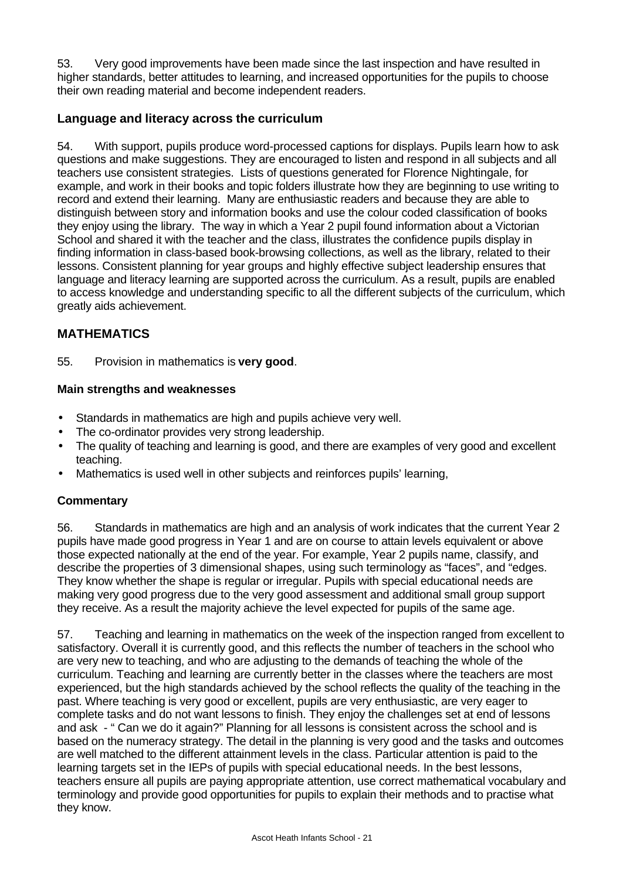53. Very good improvements have been made since the last inspection and have resulted in higher standards, better attitudes to learning, and increased opportunities for the pupils to choose their own reading material and become independent readers.

### Language and literacy across the curriculum

54. With support, pupils produce word-processed captions for displays. Pupils learn how to ask questions and make suggestions. They are encouraged to listen and respond in all subjects and all teachers use consistent strategies. Lists of questions generated for Florence Nightingale, for example, and work in their books and topic folders illustrate how they are beginning to use writing to record and extend their learning. Many are enthusiastic readers and because they are able to distinguish between story and information books and use the colour coded classification of books they enjoy using the library. The way in which a Year 2 pupil found information about a Victorian School and shared it with the teacher and the class, illustrates the confidence pupils display in finding information in class-based book-browsing collections, as well as the library, related to their lessons. Consistent planning for year groups and highly effective subject leadership ensures that language and literacy learning are supported across the curriculum. As a result, pupils are enabled to access knowledge and understanding specific to all the different subjects of the curriculum, which greatly aids achievement.

## MATHEMATICS

55. Provision in mathematics is **very good**.

### Main strengths and weaknesses

- Standards in mathematics are high and pupils achieve very well.
- The co-ordinator provides very strong leadership.
- The quality of teaching and learning is good, and there are examples of very good and excellent teaching.
- Mathematics is used well in other subjects and reinforces pupils' learning,

### Commentary

56. Standards in mathematics are high and an analysis of work indicates that the current Year 2 pupils have made good progress in Year 1 and are on course to attain levels equivalent or above those expected nationally at the end of the year. For example, Year 2 pupils name, classify, and describe the properties of 3 dimensional shapes, using such terminology as "faces", and "edges. They know whether the shape is regular or irregular. Pupils with special educational needs are making very good progress due to the very good assessment and additional small group support they receive. As a result the majority achieve the level expected for pupils of the same age.

57. Teaching and learning in mathematics on the week of the inspection ranged from excellent to satisfactory. Overall it is currently good, and this reflects the number of teachers in the school who are very new to teaching, and who are adjusting to the demands of teaching the whole of the curriculum. Teaching and learning are currently better in the classes where the teachers are most experienced, but the high standards achieved by the school reflects the quality of the teaching in the past. Where teaching is very good or excellent, pupils are very enthusiastic, are very eager to complete tasks and do not want lessons to finish. They enjoy the challenges set at end of lessons and ask - " Can we do it again?" Planning for all lessons is consistent across the school and is based on the numeracy strategy. The detail in the planning is very good and the tasks and outcomes are well matched to the different attainment levels in the class. Particular attention is paid to the learning targets set in the IEPs of pupils with special educational needs. In the best lessons, teachers ensure all pupils are paying appropriate attention, use correct mathematical vocabulary and terminology and provide good opportunities for pupils to explain their methods and to practise what they know.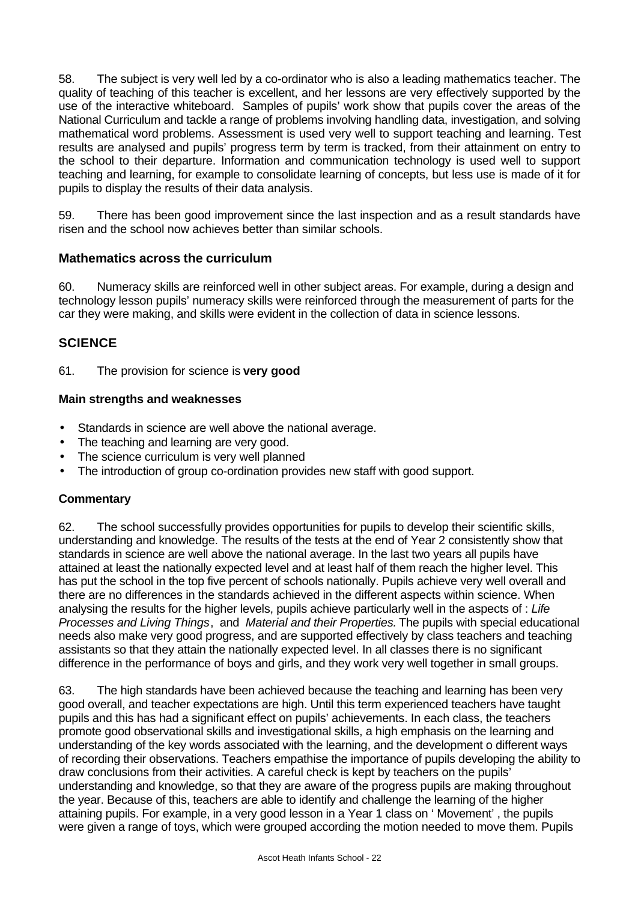58. The subject is very well led by a co-ordinator who is also a leading mathematics teacher. The quality of teaching of this teacher is excellent, and her lessons are very effectively supported by the use of the interactive whiteboard. Samples of pupils' work show that pupils cover the areas of the National Curriculum and tackle a range of problems involving handling data, investigation, and solving mathematical word problems. Assessment is used very well to support teaching and learning. Test results are analysed and pupils' progress term by term is tracked, from their attainment on entry to the school to their departure. Information and communication technology is used well to support teaching and learning, for example to consolidate learning of concepts, but less use is made of it for pupils to display the results of their data analysis.

59. There has been good improvement since the last inspection and as a result standards have risen and the school now achieves better than similar schools.

### Mathematics across the curriculum

60. Numeracy skills are reinforced well in other subject areas. For example, during a design and technology lesson pupils' numeracy skills were reinforced through the measurement of parts for the car they were making, and skills were evident in the collection of data in science lessons.

## SCIENCE

61. The provision for science is **very good**

### Main strengths and weaknesses

- Standards in science are well above the national average.
- The teaching and learning are very good.
- The science curriculum is very well planned
- The introduction of group co-ordination provides new staff with good support.

### Commentary

62. The school successfully provides opportunities for pupils to develop their scientific skills, understanding and knowledge. The results of the tests at the end of Year 2 consistently show that standards in science are well above the national average. In the last two years all pupils have attained at least the nationally expected level and at least half of them reach the higher level. This has put the school in the top five percent of schools nationally. Pupils achieve very well overall and there are no differences in the standards achieved in the different aspects within science. When analysing the results for the higher levels, pupils achieve particularly well in the aspects of : *Life Processes and Living Things*, and *Material and their Properties.* The pupils with special educational needs also make very good progress, and are supported effectively by class teachers and teaching assistants so that they attain the nationally expected level. In all classes there is no significant difference in the performance of boys and girls, and they work very well together in small groups.

63. The high standards have been achieved because the teaching and learning has been very good overall, and teacher expectations are high. Until this term experienced teachers have taught pupils and this has had a significant effect on pupils' achievements. In each class, the teachers promote good observational skills and investigational skills, a high emphasis on the learning and understanding of the key words associated with the learning, and the development o different ways of recording their observations. Teachers empathise the importance of pupils developing the ability to draw conclusions from their activities. A careful check is kept by teachers on the pupils' understanding and knowledge, so that they are aware of the progress pupils are making throughout the year. Because of this, teachers are able to identify and challenge the learning of the higher attaining pupils. For example, in a very good lesson in a Year 1 class on ' Movement' , the pupils were given a range of toys, which were grouped according the motion needed to move them. Pupils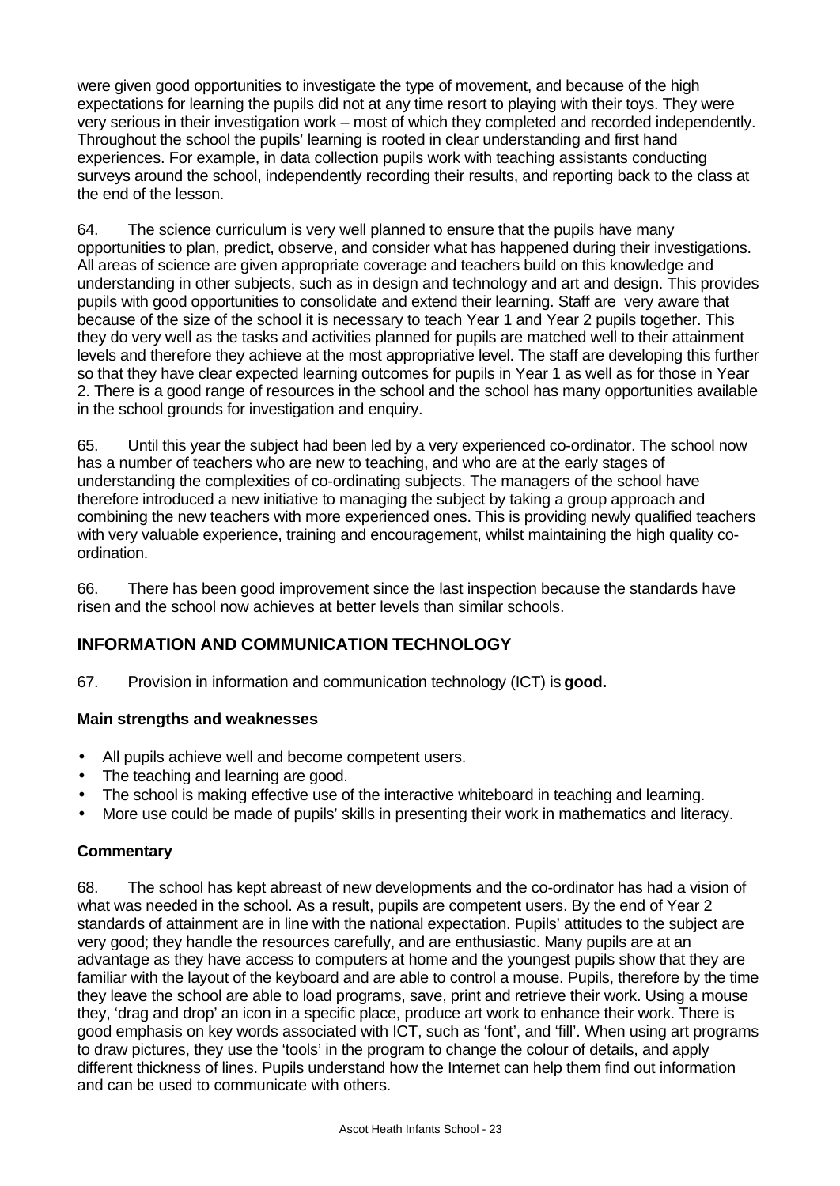were given good opportunities to investigate the type of movement, and because of the high expectations for learning the pupils did not at any time resort to playing with their toys. They were very serious in their investigation work – most of which they completed and recorded independently. Throughout the school the pupils' learning is rooted in clear understanding and first hand experiences. For example, in data collection pupils work with teaching assistants conducting surveys around the school, independently recording their results, and reporting back to the class at the end of the lesson.

64. The science curriculum is very well planned to ensure that the pupils have many opportunities to plan, predict, observe, and consider what has happened during their investigations. All areas of science are given appropriate coverage and teachers build on this knowledge and understanding in other subjects, such as in design and technology and art and design. This provides pupils with good opportunities to consolidate and extend their learning. Staff are very aware that because of the size of the school it is necessary to teach Year 1 and Year 2 pupils together. This they do very well as the tasks and activities planned for pupils are matched well to their attainment levels and therefore they achieve at the most appropriative level. The staff are developing this further so that they have clear expected learning outcomes for pupils in Year 1 as well as for those in Year 2. There is a good range of resources in the school and the school has many opportunities available in the school grounds for investigation and enquiry.

65. Until this year the subject had been led by a very experienced co-ordinator. The school now has a number of teachers who are new to teaching, and who are at the early stages of understanding the complexities of co-ordinating subjects. The managers of the school have therefore introduced a new initiative to managing the subject by taking a group approach and combining the new teachers with more experienced ones. This is providing newly qualified teachers with very valuable experience, training and encouragement, whilst maintaining the high quality co-ordination.

66. There has been good improvement since the last inspection because the standards have risen and the school now achieves at better levels than similar schools.

## INFORMATION AND COMMUNICATION TECHNOLOGY

67. Provision in information and communication technology (ICT) is **good.**

### Main strengths and weaknesses

- All pupils achieve well and become competent users.
- The teaching and learning are good.
- The school is making effective use of the interactive whiteboard in teaching and learning.
- More use could be made of pupils' skills in presenting their work in mathematics and literacy.

### Commentary

68. The school has kept abreast of new developments and the co-ordinator has had a vision of what was needed in the school. As a result, pupils are competent users. By the end of Year 2 standards of attainment are in line with the national expectation. Pupils' attitudes to the subject are very good; they handle the resources carefully, and are enthusiastic. Many pupils are at an advantage as they have access to computers at home and the youngest pupils show that they are familiar with the layout of the keyboard and are able to control a mouse. Pupils, therefore by the time they leave the school are able to load programs, save, print and retrieve their work. Using a mouse they, 'drag and drop' an icon in a specific place, produce art work to enhance their work. There is good emphasis on key words associated with ICT, such as 'font', and 'fill'. When using art programs to draw pictures, they use the 'tools' in the program to change the colour of details, and apply different thickness of lines. Pupils understand how the Internet can help them find out information and can be used to communicate with others.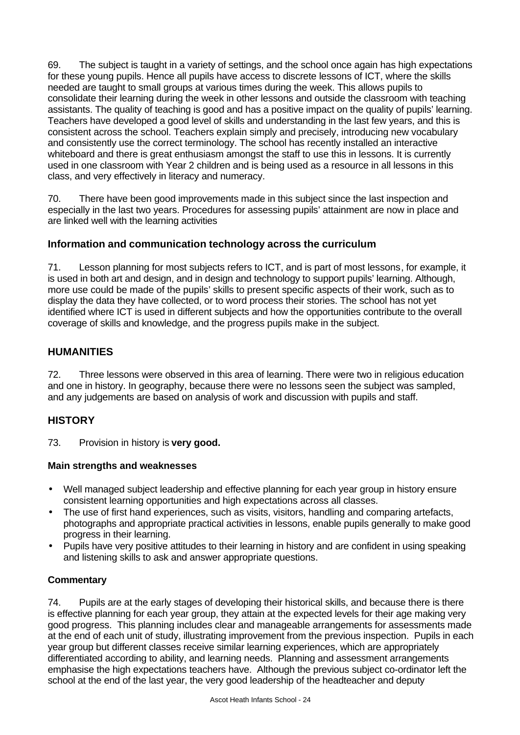69. The subject is taught in a variety of settings, and the school once again has high expectations for these young pupils. Hence all pupils have access to discrete lessons of ICT, where the skills needed are taught to small groups at various times during the week. This allows pupils to consolidate their learning during the week in other lessons and outside the classroom with teaching assistants. The quality of teaching is good and has a positive impact on the quality of pupils' learning. Teachers have developed a good level of skills and understanding in the last few years, and this is consistent across the school. Teachers explain simply and precisely, introducing new vocabulary and consistently use the correct terminology. The school has recently installed an interactive whiteboard and there is great enthusiasm amongst the staff to use this in lessons. It is currently used in one classroom with Year 2 children and is being used as a resource in all lessons in this class, and very effectively in literacy and numeracy.

70. There have been good improvements made in this subject since the last inspection and especially in the last two years. Procedures for assessing pupils' attainment are now in place and are linked well with the learning activities

### Information and communication technology across the curriculum

71. Lesson planning for most subjects refers to ICT, and is part of most lessons, for example, it is used in both art and design, and in design and technology to support pupils' learning. Although, more use could be made of the pupils' skills to present specific aspects of their work, such as to display the data they have collected, or to word process their stories. The school has not yet identified where ICT is used in different subjects and how the opportunities contribute to the overall coverage of skills and knowledge, and the progress pupils make in the subject.

## HUMANITIES

72. Three lessons were observed in this area of learning. There were two in religious education and one in history. In geography, because there were no lessons seen the subject was sampled, and any judgements are based on analysis of work and discussion with pupils and staff.

## HISTORY

73. Provision in history is **very good.**

### Main strengths and weaknesses

- Well managed subject leadership and effective planning for each year group in history ensure consistent learning opportunities and high expectations across all classes.
- The use of first hand experiences, such as visits, visitors, handling and comparing artefacts, photographs and appropriate practical activities in lessons, enable pupils generally to make good progress in their learning.
- Pupils have very positive attitudes to their learning in history and are confident in using speaking and listening skills to ask and answer appropriate questions.

### Commentary

74. Pupils are at the early stages of developing their historical skills, and because there is there is effective planning for each year group, they attain at the expected levels for their age making very good progress. This planning includes clear and manageable arrangements for assessments made at the end of each unit of study, illustrating improvement from the previous inspection. Pupils in each year group but different classes receive similar learning experiences, which are appropriately differentiated according to ability, and learning needs. Planning and assessment arrangements emphasise the high expectations teachers have. Although the previous subject co-ordinator left the school at the end of the last year, the very good leadership of the headteacher and deputy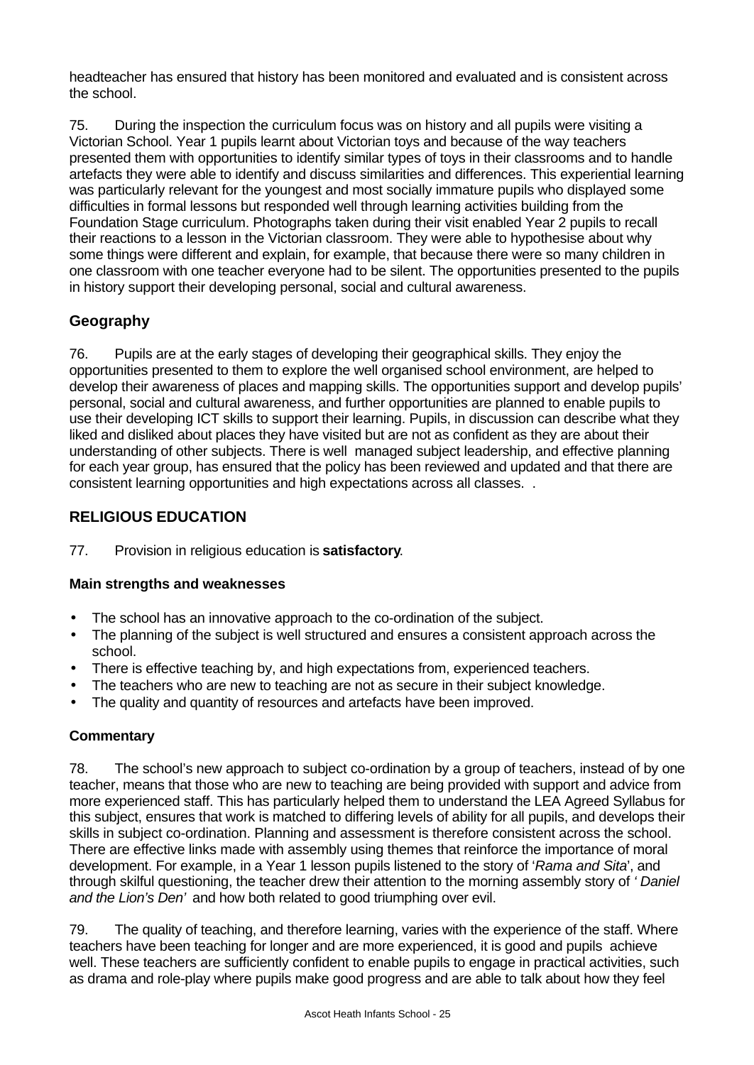headteacher has ensured that history has been monitored and evaluated and is consistent across the school.

75. During the inspection the curriculum focus was on history and all pupils were visiting a Victorian School. Year 1 pupils learnt about Victorian toys and because of the way teachers presented them with opportunities to identify similar types of toys in their classrooms and to handle artefacts they were able to identify and discuss similarities and differences. This experiential learning was particularly relevant for the youngest and most socially immature pupils who displayed some difficulties in formal lessons but responded well through learning activities building from the Foundation Stage curriculum. Photographs taken during their visit enabled Year 2 pupils to recall their reactions to a lesson in the Victorian classroom. They were able to hypothesise about why some things were different and explain, for example, that because there were so many children in one classroom with one teacher everyone had to be silent. The opportunities presented to the pupils in history support their developing personal, social and cultural awareness.

### Geography

76. Pupils are at the early stages of developing their geographical skills. They enjoy the opportunities presented to them to explore the well organised school environment, are helped to develop their awareness of places and mapping skills. The opportunities support and develop pupils' personal, social and cultural awareness, and further opportunities are planned to enable pupils to use their developing ICT skills to support their learning. Pupils, in discussion can describe what they liked and disliked about places they have visited but are not as confident as they are about their understanding of other subjects. There is well managed subject leadership, and effective planning for each year group, has ensured that the policy has been reviewed and updated and that there are consistent learning opportunities and high expectations across all classes. .

## RELIGIOUS EDUCATION

77. Provision in religious education is **satisfactory**.

#### Main strengths and weaknesses

- The school has an innovative approach to the co-ordination of the subject.
- The planning of the subject is well structured and ensures a consistent approach across the school.
- There is effective teaching by, and high expectations from, experienced teachers.
- The teachers who are new to teaching are not as secure in their subject knowledge.
- The quality and quantity of resources and artefacts have been improved.

#### Commentary

78. The school's new approach to subject co-ordination by a group of teachers, instead of by one teacher, means that those who are new to teaching are being provided with support and advice from more experienced staff. This has particularly helped them to understand the LEA Agreed Syllabus for this subject, ensures that work is matched to differing levels of ability for all pupils, and develops their skills in subject co-ordination. Planning and assessment is therefore consistent across the school. There are effective links made with assembly using themes that reinforce the importance of moral development. For example, in a Year 1 lesson pupils listened to the story of '*Rama and Sita*', and through skilful questioning, the teacher drew their attention to the morning assembly story of *' Daniel and the Lion's Den'* and how both related to good triumphing over evil.

79. The quality of teaching, and therefore learning, varies with the experience of the staff. Where teachers have been teaching for longer and are more experienced, it is good and pupils achieve well. These teachers are sufficiently confident to enable pupils to engage in practical activities, such as drama and role-play where pupils make good progress and are able to talk about how they feel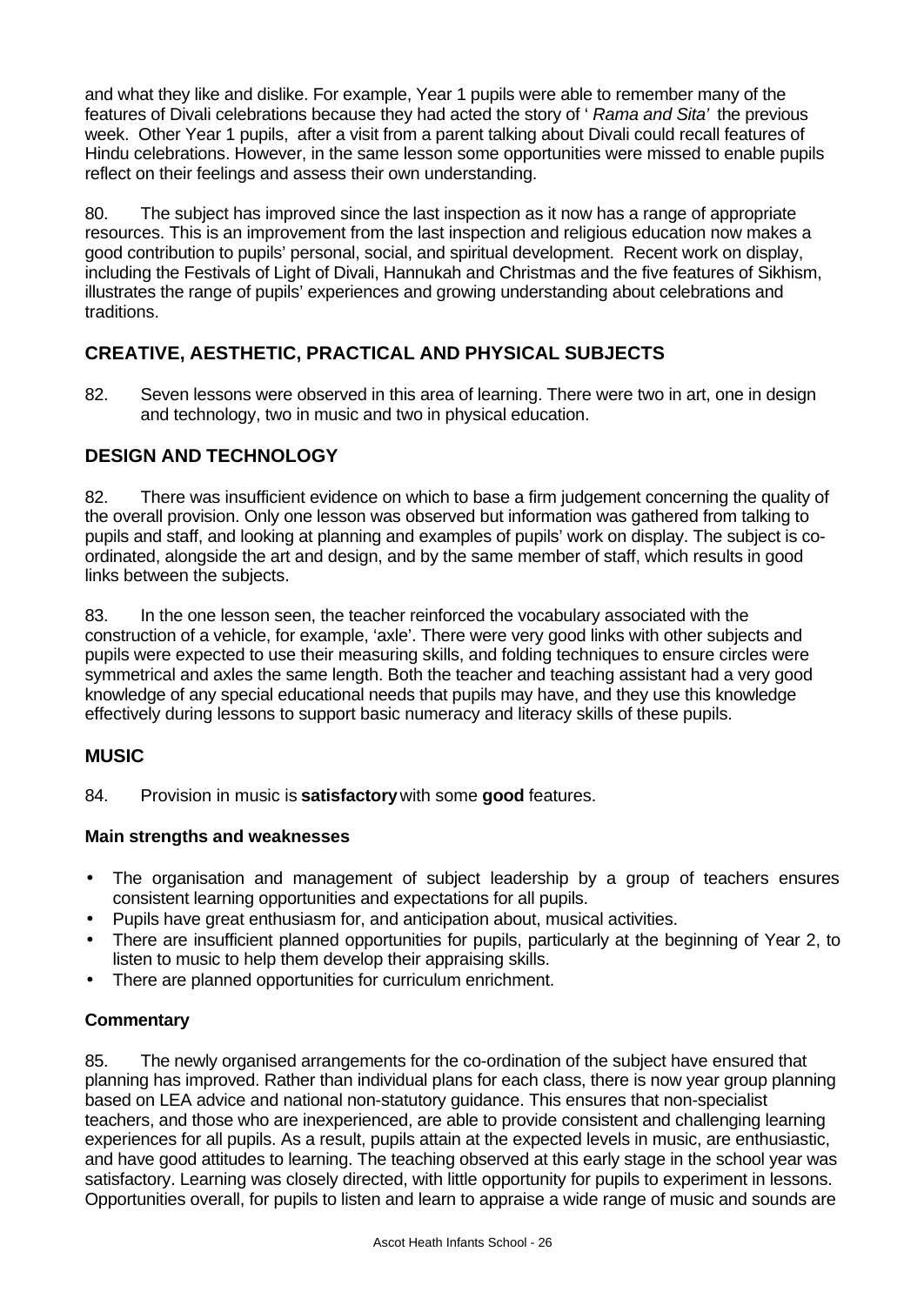and what they like and dislike. For example, Year 1 pupils were able to remember many of the features of Divali celebrations because they had acted the story of ' *Rama and Sita'* the previous week. Other Year 1 pupils, after a visit from a parent talking about Divali could recall features of Hindu celebrations. However, in the same lesson some opportunities were missed to enable pupils reflect on their feelings and assess their own understanding.

80. The subject has improved since the last inspection as it now has a range of appropriate resources. This is an improvement from the last inspection and religious education now makes a good contribution to pupils' personal, social, and spiritual development. Recent work on display, including the Festivals of Light of Divali, Hannukah and Christmas and the five features of Sikhism, illustrates the range of pupils' experiences and growing understanding about celebrations and traditions.

## CREATIVE, AESTHETIC, PRACTICAL AND PHYSICAL SUBJECTS

82. Seven lessons were observed in this area of learning. There were two in art, one in design and technology, two in music and two in physical education.

## DESIGN AND TECHNOLOGY

82. There was insufficient evidence on which to base a firm judgement concerning the quality of the overall provision. Only one lesson was observed but information was gathered from talking to pupils and staff, and looking at planning and examples of pupils' work on display. The subject is co-ordinated, alongside the art and design, and by the same member of staff, which results in good links between the subjects.

83. In the one lesson seen, the teacher reinforced the vocabulary associated with the construction of a vehicle, for example, 'axle'. There were very good links with other subjects and pupils were expected to use their measuring skills, and folding techniques to ensure circles were symmetrical and axles the same length. Both the teacher and teaching assistant had a very good knowledge of any special educational needs that pupils may have, and they use this knowledge effectively during lessons to support basic numeracy and literacy skills of these pupils.

## MUSIC

84. Provision in music is **satisfactory** with some **good** features.

### Main strengths and weaknesses

- The organisation and management of subject leadership by a group of teachers ensures consistent learning opportunities and expectations for all pupils.
- Pupils have great enthusiasm for, and anticipation about, musical activities.
- There are insufficient planned opportunities for pupils, particularly at the beginning of Year 2, to listen to music to help them develop their appraising skills.
- There are planned opportunities for curriculum enrichment.

### Commentary

85. The newly organised arrangements for the co-ordination of the subject have ensured that planning has improved. Rather than individual plans for each class, there is now year group planning based on LEA advice and national non-statutory guidance. This ensures that non-specialist teachers, and those who are inexperienced, are able to provide consistent and challenging learning experiences for all pupils. As a result, pupils attain at the expected levels in music, are enthusiastic, and have good attitudes to learning. The teaching observed at this early stage in the school year was satisfactory. Learning was closely directed, with little opportunity for pupils to experiment in lessons. Opportunities overall, for pupils to listen and learn to appraise a wide range of music and sounds are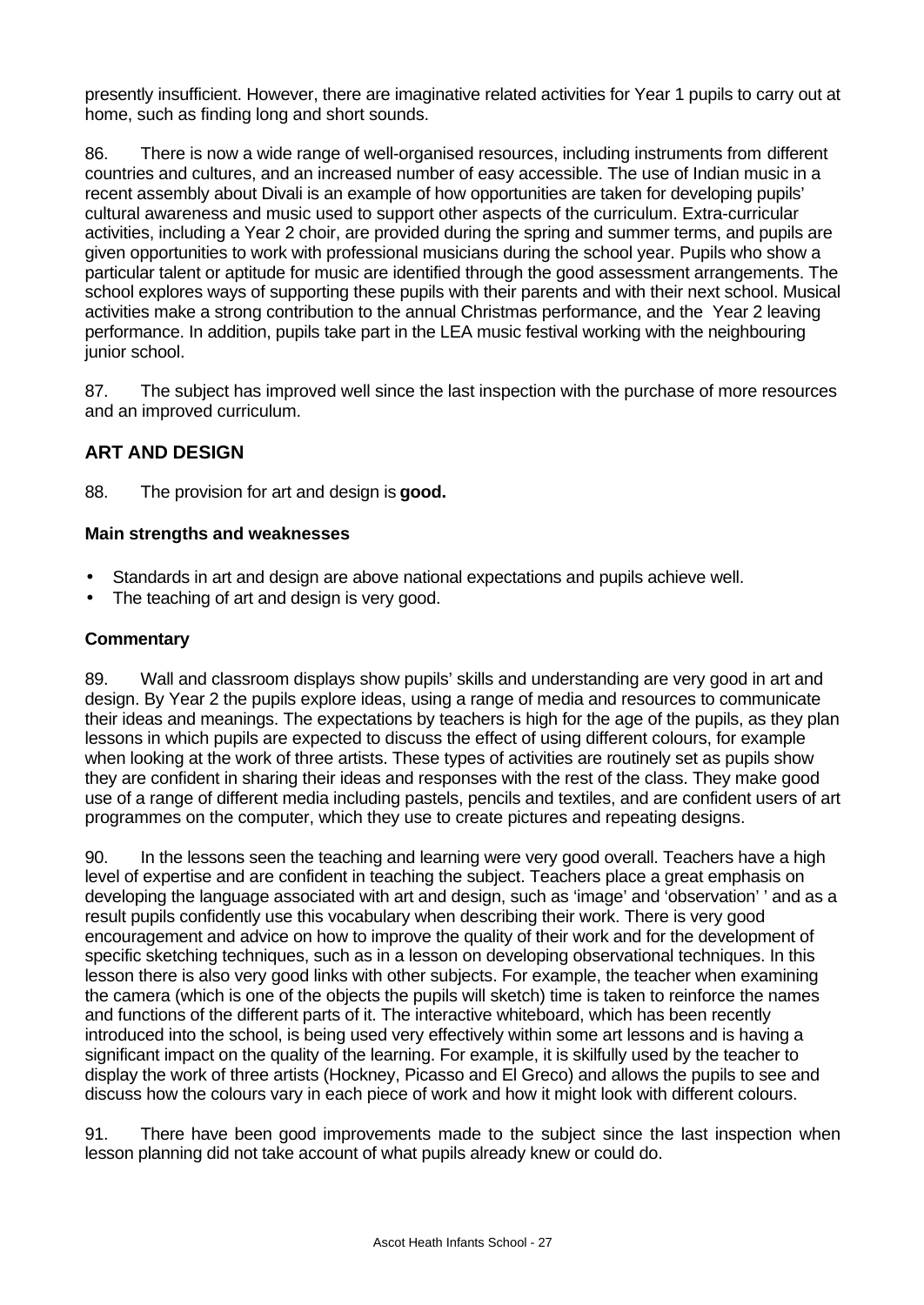presently insufficient. However, there are imaginative related activities for Year 1 pupils to carry out at home, such as finding long and short sounds.

86. There is now a wide range of well-organised resources, including instruments from different countries and cultures, and an increased number of easy accessible. The use of Indian music in a recent assembly about Divali is an example of how opportunities are taken for developing pupils' cultural awareness and music used to support other aspects of the curriculum. Extra-curricular activities, including a Year 2 choir, are provided during the spring and summer terms, and pupils are given opportunities to work with professional musicians during the school year. Pupils who show a particular talent or aptitude for music are identified through the good assessment arrangements. The school explores ways of supporting these pupils with their parents and with their next school. Musical activities make a strong contribution to the annual Christmas performance, and the Year 2 leaving performance. In addition, pupils take part in the LEA music festival working with the neighbouring junior school.

87. The subject has improved well since the last inspection with the purchase of more resources and an improved curriculum.

## ART AND DESIGN

88. The provision for art and design is **good.**

### Main strengths and weaknesses

- Standards in art and design are above national expectations and pupils achieve well.
- The teaching of art and design is very good.

### Commentary

89. Wall and classroom displays show pupils' skills and understanding are very good in art and design. By Year 2 the pupils explore ideas, using a range of media and resources to communicate their ideas and meanings. The expectations by teachers is high for the age of the pupils, as they plan lessons in which pupils are expected to discuss the effect of using different colours, for example when looking at the work of three artists. These types of activities are routinely set as pupils show they are confident in sharing their ideas and responses with the rest of the class. They make good use of a range of different media including pastels, pencils and textiles, and are confident users of art programmes on the computer, which they use to create pictures and repeating designs.

90. In the lessons seen the teaching and learning were very good overall. Teachers have a high level of expertise and are confident in teaching the subject. Teachers place a great emphasis on developing the language associated with art and design, such as 'image' and 'observation' ' and as a result pupils confidently use this vocabulary when describing their work. There is very good encouragement and advice on how to improve the quality of their work and for the development of specific sketching techniques, such as in a lesson on developing observational techniques. In this lesson there is also very good links with other subjects. For example, the teacher when examining the camera (which is one of the objects the pupils will sketch) time is taken to reinforce the names and functions of the different parts of it. The interactive whiteboard, which has been recently introduced into the school, is being used very effectively within some art lessons and is having a significant impact on the quality of the learning. For example, it is skilfully used by the teacher to display the work of three artists (Hockney, Picasso and El Greco) and allows the pupils to see and discuss how the colours vary in each piece of work and how it might look with different colours.

91. There have been good improvements made to the subject since the last inspection when lesson planning did not take account of what pupils already knew or could do.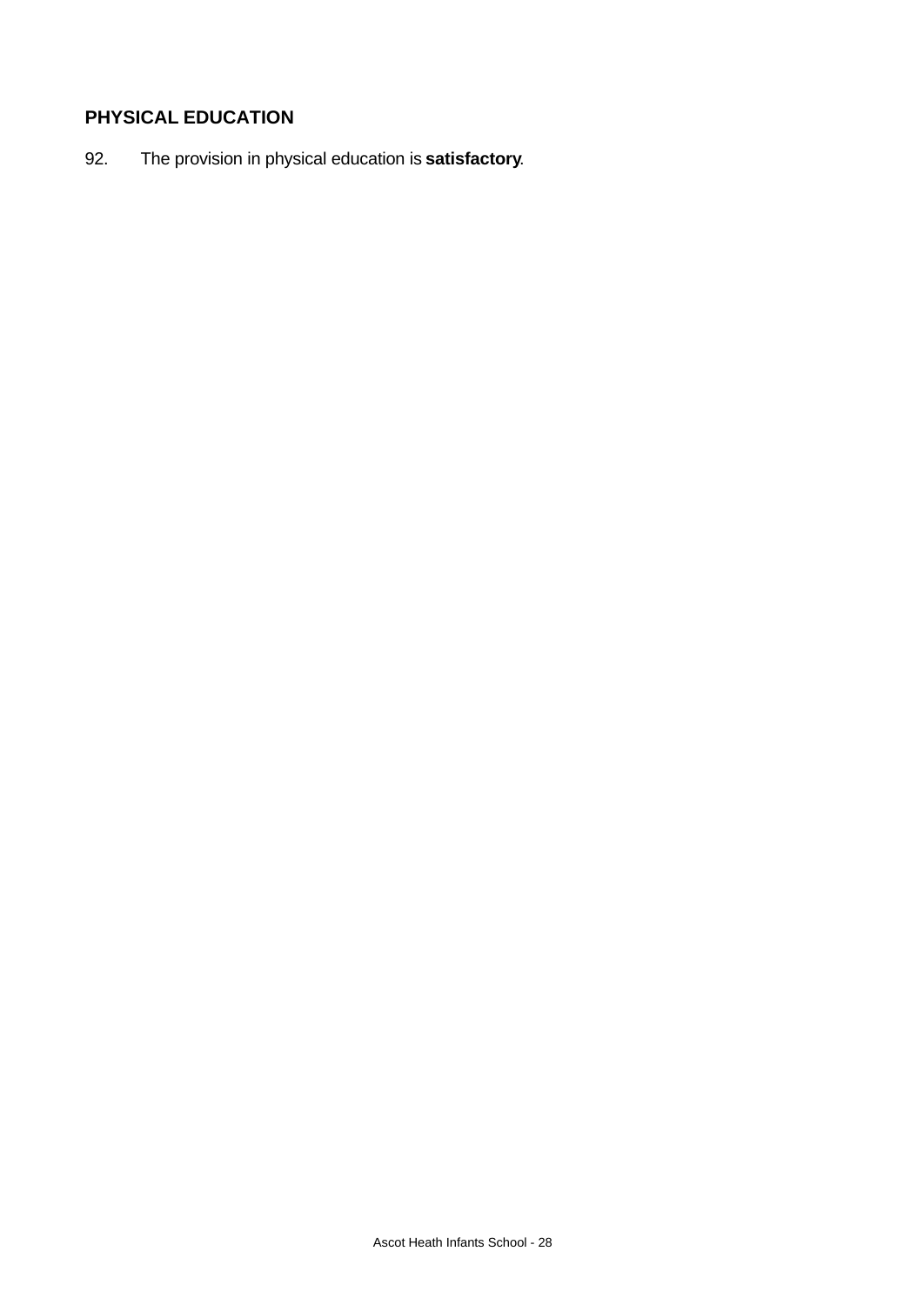## PHYSICAL EDUCATION

92. The provision in physical education is **satisfactory**.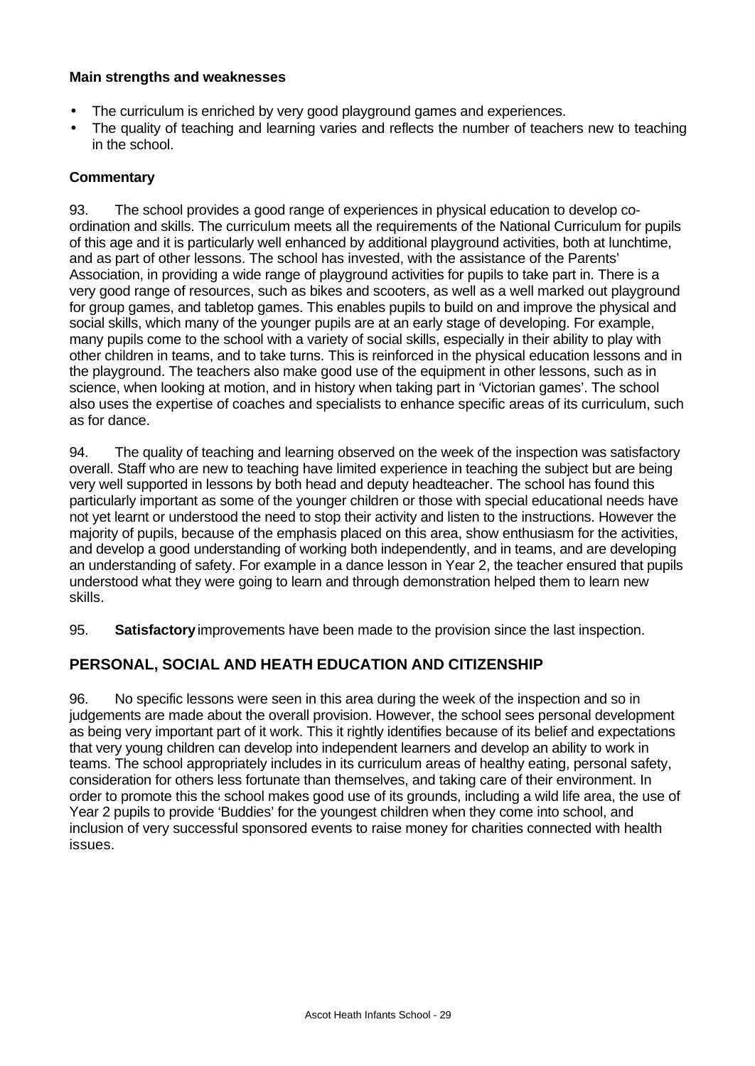**Main strengths and weaknesses**

- The curriculum is enriched by very good playground games and experiences.
- The quality of teaching and learning varies and reflects the number of teachers new to teaching in the school.

**Commentary**

93. The school provides a good range of experiences in physical education to develop co-ordination and skills. The curriculum meets all the requirements of the National Curriculum for pupils of this age and it is particularly well enhanced by additional playground activities, both at lunchtime, and as part of other lessons. The school has invested, with the assistance of the Parents' Association, in providing a wide range of playground activities for pupils to take part in. There is a very good range of resources, such as bikes and scooters, as well as a well marked out playground for group games, and tabletop games. This enables pupils to build on and improve the physical and social skills, which many of the younger pupils are at an early stage of developing. For example, many pupils come to the school with a variety of social skills, especially in their ability to play with other children in teams, and to take turns. This is reinforced in the physical education lessons and in the playground. The teachers also make good use of the equipment in other lessons, such as in science, when looking at motion, and in history when taking part in 'Victorian games'. The school also uses the expertise of coaches and specialists to enhance specific areas of its curriculum, such as for dance.

94. The quality of teaching and learning observed on the week of the inspection was satisfactory overall. Staff who are new to teaching have limited experience in teaching the subject but are being very well supported in lessons by both head and deputy headteacher. The school has found this particularly important as some of the younger children or those with special educational needs have not yet learnt or understood the need to stop their activity and listen to the instructions. However the majority of pupils, because of the emphasis placed on this area, show enthusiasm for the activities, and develop a good understanding of working both independently, and in teams, and are developing an understanding of safety. For example in a dance lesson in Year 2, the teacher ensured that pupils understood what they were going to learn and through demonstration helped them to learn new skills.

95. **Satisfactory** improvements have been made to the provision since the last inspection.

## PERSONAL, SOCIAL AND HEATH EDUCATION AND CITIZENSHIP

96. No specific lessons were seen in this area during the week of the inspection and so in judgements are made about the overall provision. However, the school sees personal development as being very important part of it work. This it rightly identifies because of its belief and expectations that very young children can develop into independent learners and develop an ability to work in teams. The school appropriately includes in its curriculum areas of healthy eating, personal safety, consideration for others less fortunate than themselves, and taking care of their environment. In order to promote this the school makes good use of its grounds, including a wild life area, the use of Year 2 pupils to provide 'Buddies' for the youngest children when they come into school, and inclusion of very successful sponsored events to raise money for charities connected with health issues.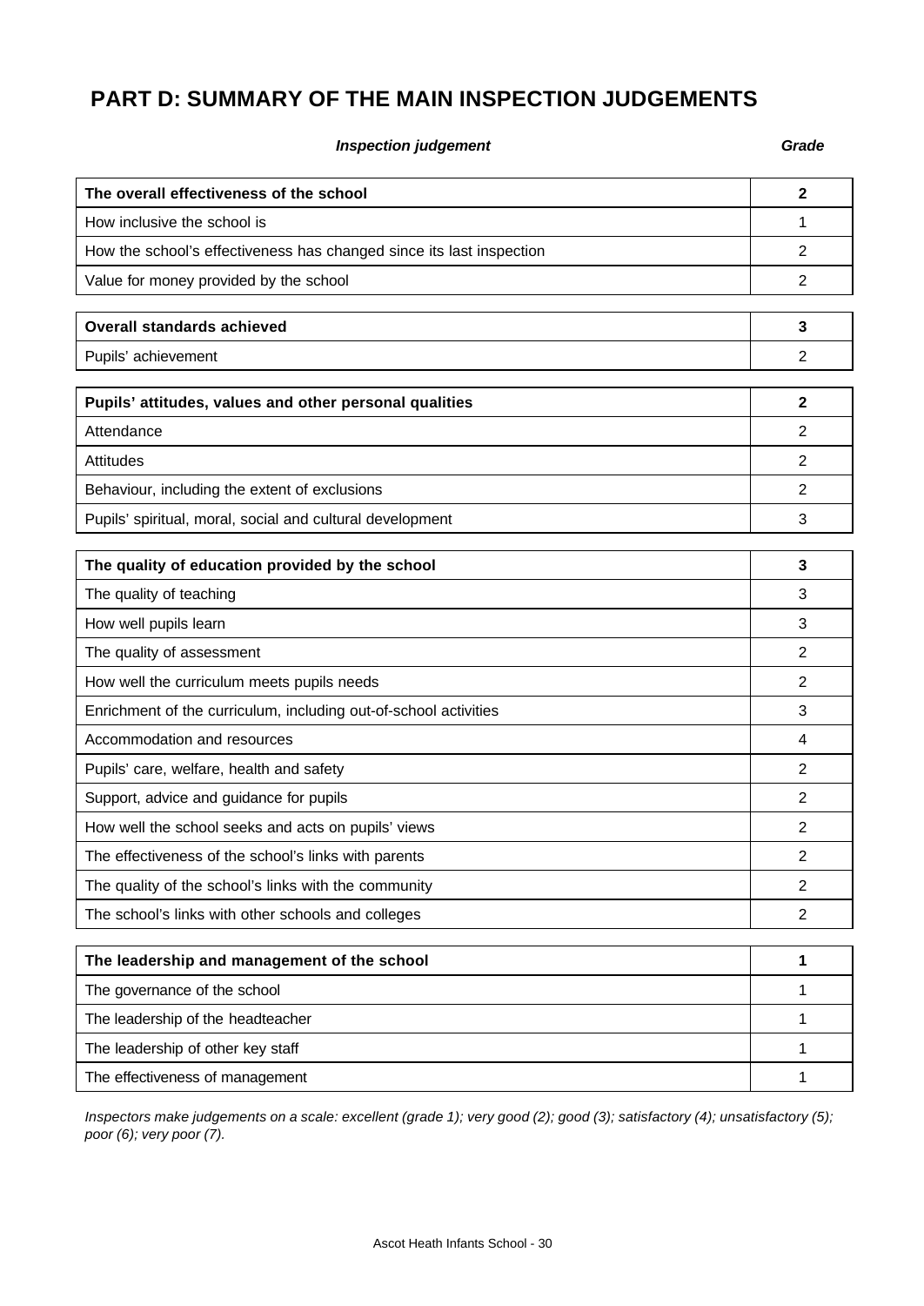# PART D: SUMMARY OF THE MAIN INSPECTION JUDGEMENTS

| ***Inspection judgement*** | ***Grade*** |
|---|---|
| **The overall effectiveness of the school** | **2** |
| How inclusive the school is | 1 |
| How the school's effectiveness has changed since its last inspection | 2 |
| Value for money provided by the school | 2 |
| **Overall standards achieved** | **3** |
| Pupils' achievement | 2 |
| **Pupils' attitudes, values and other personal qualities** | **2** |
| Attendance | 2 |
| Attitudes | 2 |
| Behaviour, including the extent of exclusions | 2 |
| Pupils' spiritual, moral, social and cultural development | 3 |
| **The quality of education provided by the school** | **3** |
| The quality of teaching | 3 |
| How well pupils learn | 3 |
| The quality of assessment | 2 |
| How well the curriculum meets pupils needs | 2 |
| Enrichment of the curriculum, including out-of-school activities | 3 |
| Accommodation and resources | 4 |
| Pupils' care, welfare, health and safety | 2 |
| Support, advice and guidance for pupils | 2 |
| How well the school seeks and acts on pupils' views | 2 |
| The effectiveness of the school's links with parents | 2 |
| The quality of the school's links with the community | 2 |
| The school's links with other schools and colleges | 2 |
| **The leadership and management of the school** | **1** |
| The governance of the school | 1 |
| The leadership of the headteacher | 1 |
| The leadership of other key staff | 1 |
| The effectiveness of management | 1 |

*Inspectors make judgements on a scale: excellent (grade 1); very good (2); good (3); satisfactory (4); unsatisfactory (5); poor (6); very poor (7).*